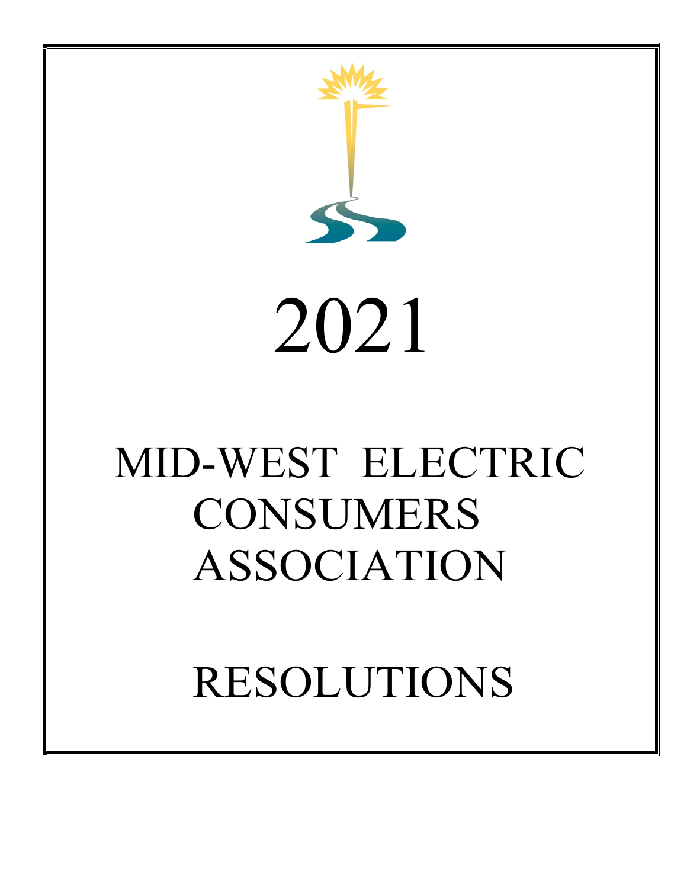# 2021

# MID-WEST ELECTRIC CONSUMERS ASSOCIATION

# RESOLUTIONS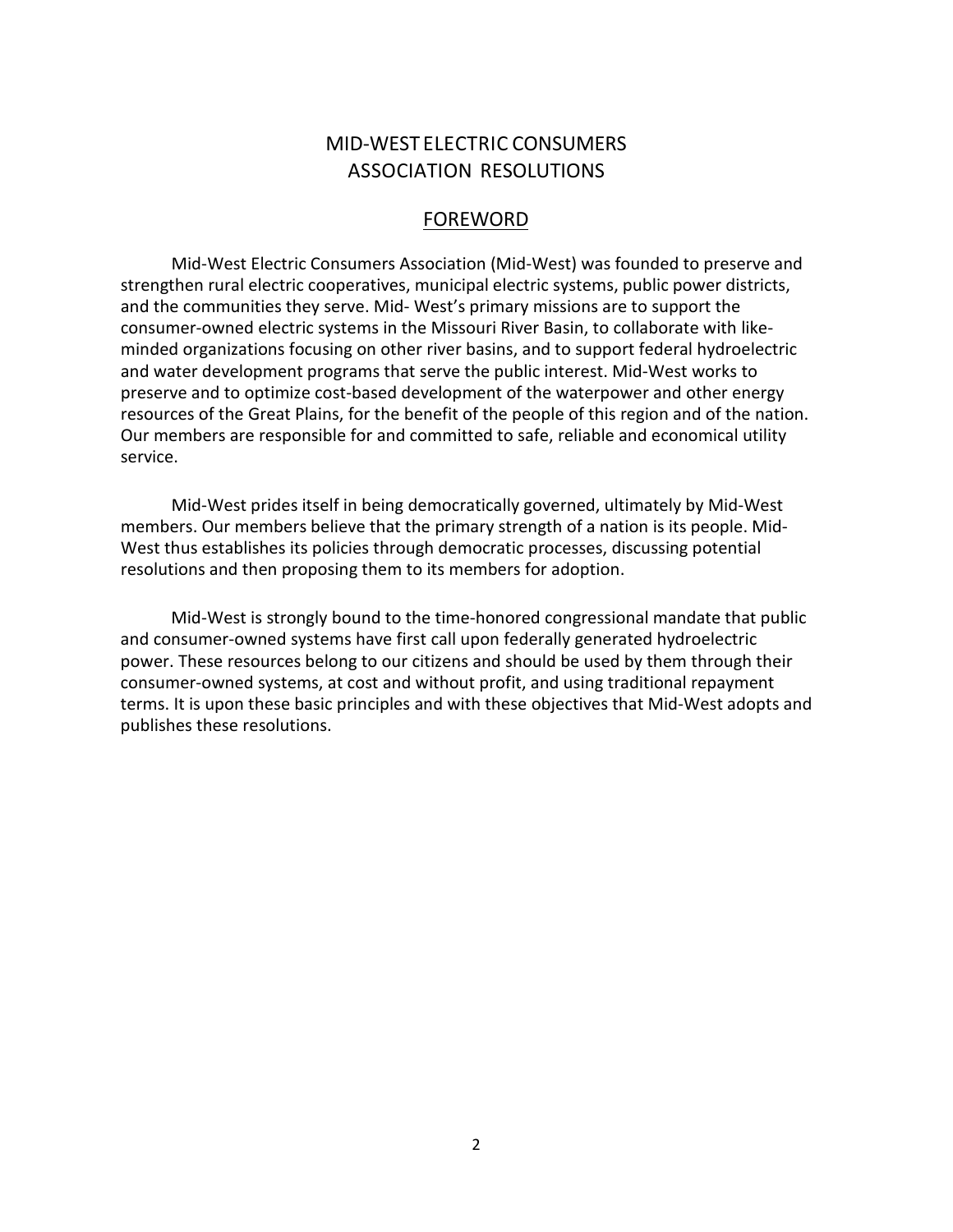# MID-WEST ELECTRIC CONSUMERS ASSOCIATION RESOLUTIONS

## FOREWORD

Mid-West Electric Consumers Association (Mid-West) was founded to preserve and strengthen rural electric cooperatives, municipal electric systems, public power districts, and the communities they serve. Mid- West's primary missions are to support the consumer-owned electric systems in the Missouri River Basin, to collaborate with like-minded organizations focusing on other river basins, and to support federal hydroelectric and water development programs that serve the public interest. Mid-West works to preserve and to optimize cost-based development of the waterpower and other energy resources of the Great Plains, for the benefit of the people of this region and of the nation. Our members are responsible for and committed to safe, reliable and economical utility service.

Mid-West prides itself in being democratically governed, ultimately by Mid-West members. Our members believe that the primary strength of a nation is its people. Mid-West thus establishes its policies through democratic processes, discussing potential resolutions and then proposing them to its members for adoption.

Mid-West is strongly bound to the time-honored congressional mandate that public and consumer-owned systems have first call upon federally generated hydroelectric power. These resources belong to our citizens and should be used by them through their consumer-owned systems, at cost and without profit, and using traditional repayment terms. It is upon these basic principles and with these objectives that Mid-West adopts and publishes these resolutions.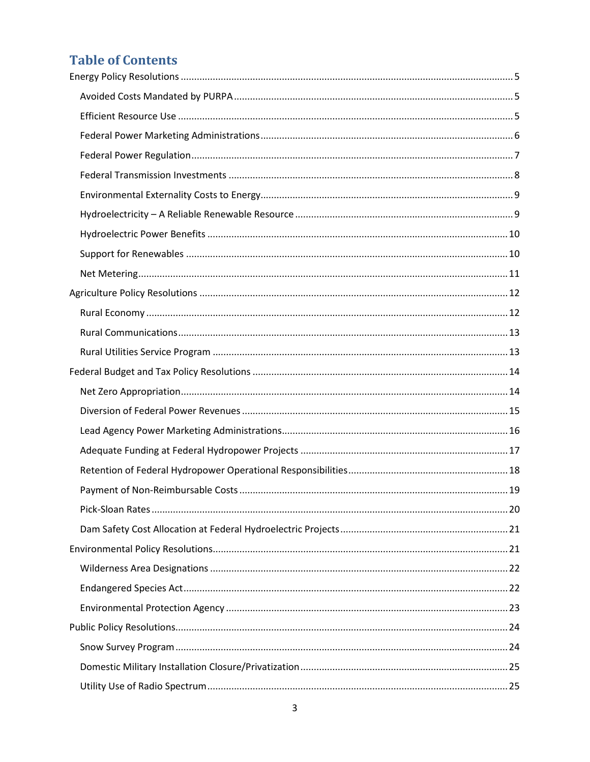## Table of Contents

- Energy Policy Resolutions ........ 5
  - Avoided Costs Mandated by PURPA ........ 5
  - Efficient Resource Use ........ 5
  - Federal Power Marketing Administrations ........ 6
  - Federal Power Regulation ........ 7
  - Federal Transmission Investments ........ 8
  - Environmental Externality Costs to Energy ........ 9
  - Hydroelectricity – A Reliable Renewable Resource ........ 9
  - Hydroelectric Power Benefits ........ 10
  - Support for Renewables ........ 10
  - Net Metering ........ 11
- Agriculture Policy Resolutions ........ 12
  - Rural Economy ........ 12
  - Rural Communications ........ 13
  - Rural Utilities Service Program ........ 13
- Federal Budget and Tax Policy Resolutions ........ 14
  - Net Zero Appropriation ........ 14
  - Diversion of Federal Power Revenues ........ 15
  - Lead Agency Power Marketing Administrations ........ 16
  - Adequate Funding at Federal Hydropower Projects ........ 17
  - Retention of Federal Hydropower Operational Responsibilities ........ 18
  - Payment of Non-Reimbursable Costs ........ 19
  - Pick-Sloan Rates ........ 20
  - Dam Safety Cost Allocation at Federal Hydroelectric Projects ........ 21
- Environmental Policy Resolutions ........ 21
  - Wilderness Area Designations ........ 22
  - Endangered Species Act ........ 22
  - Environmental Protection Agency ........ 23
- Public Policy Resolutions ........ 24
  - Snow Survey Program ........ 24
  - Domestic Military Installation Closure/Privatization ........ 25
  - Utility Use of Radio Spectrum ........ 25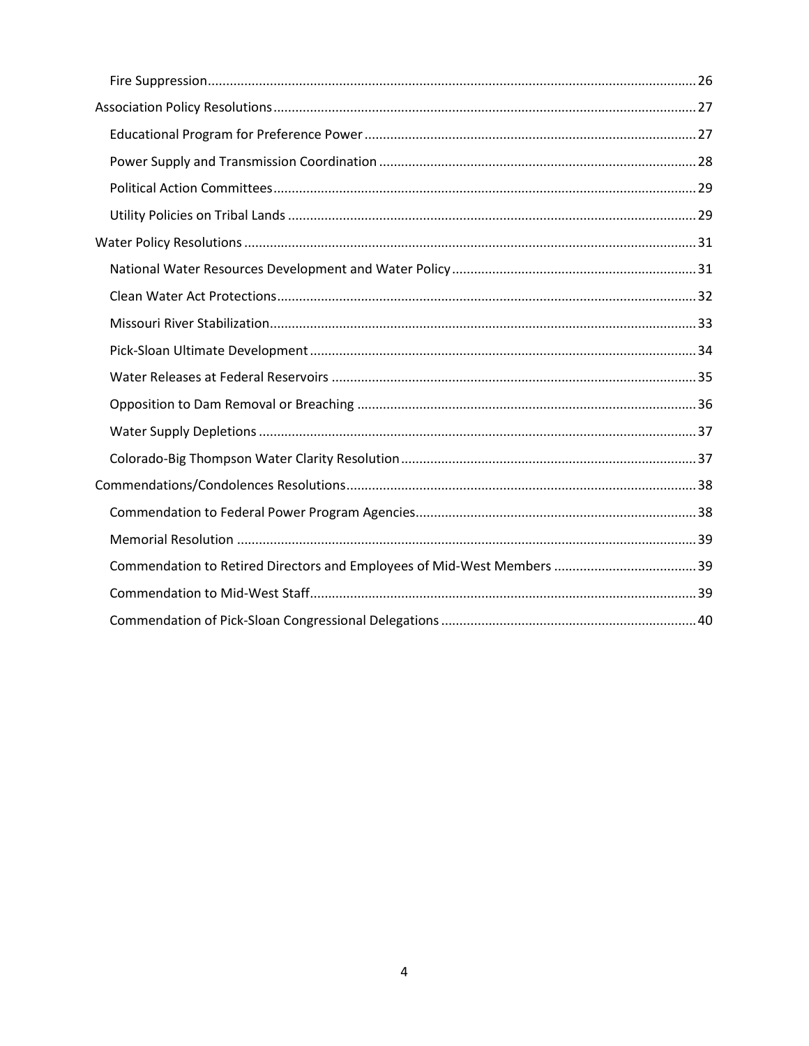- Fire Suppression.....26
- Association Policy Resolutions.....27
  - Educational Program for Preference Power.....27
  - Power Supply and Transmission Coordination.....28
  - Political Action Committees.....29
  - Utility Policies on Tribal Lands.....29
- Water Policy Resolutions.....31
  - National Water Resources Development and Water Policy.....31
  - Clean Water Act Protections.....32
  - Missouri River Stabilization.....33
  - Pick-Sloan Ultimate Development.....34
  - Water Releases at Federal Reservoirs.....35
  - Opposition to Dam Removal or Breaching.....36
  - Water Supply Depletions.....37
  - Colorado-Big Thompson Water Clarity Resolution.....37
- Commendations/Condolences Resolutions.....38
  - Commendation to Federal Power Program Agencies.....38
  - Memorial Resolution.....39
  - Commendation to Retired Directors and Employees of Mid-West Members.....39
  - Commendation to Mid-West Staff.....39
  - Commendation of Pick-Sloan Congressional Delegations.....40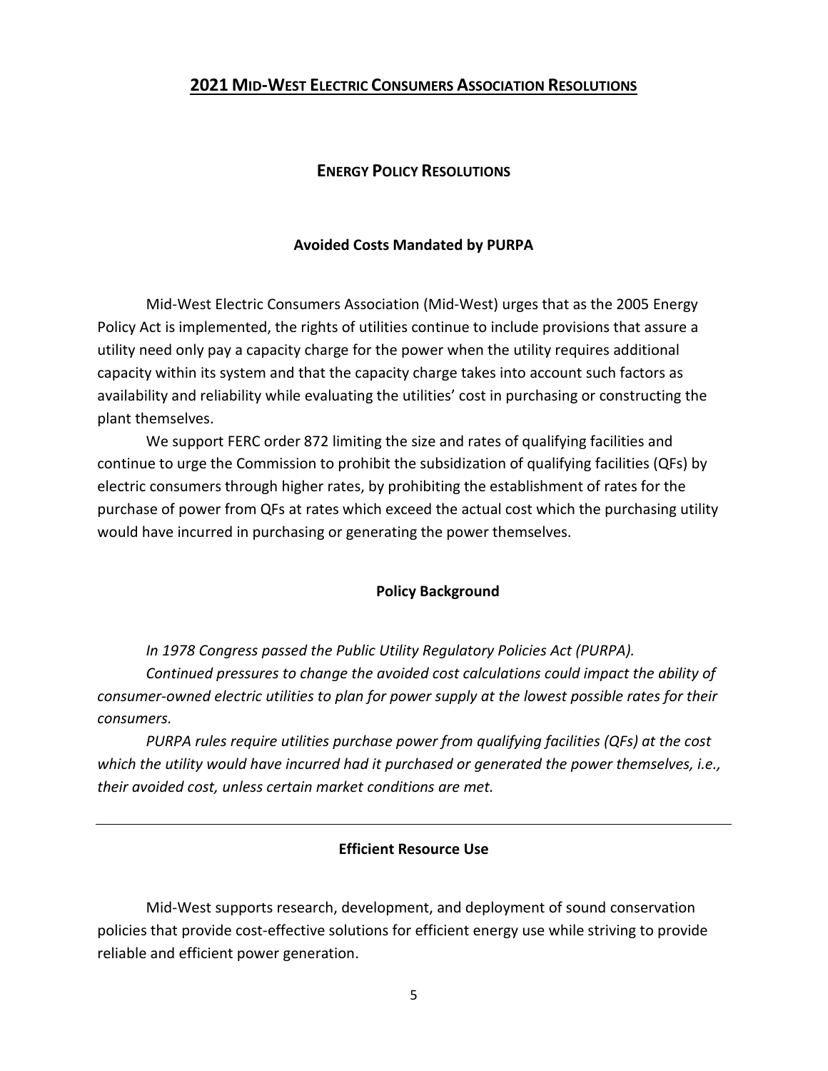## 2021 MID-WEST ELECTRIC CONSUMERS ASSOCIATION RESOLUTIONS

### ENERGY POLICY RESOLUTIONS

#### Avoided Costs Mandated by PURPA

Mid-West Electric Consumers Association (Mid-West) urges that as the 2005 Energy Policy Act is implemented, the rights of utilities continue to include provisions that assure a utility need only pay a capacity charge for the power when the utility requires additional capacity within its system and that the capacity charge takes into account such factors as availability and reliability while evaluating the utilities' cost in purchasing or constructing the plant themselves.

We support FERC order 872 limiting the size and rates of qualifying facilities and continue to urge the Commission to prohibit the subsidization of qualifying facilities (QFs) by electric consumers through higher rates, by prohibiting the establishment of rates for the purchase of power from QFs at rates which exceed the actual cost which the purchasing utility would have incurred in purchasing or generating the power themselves.

#### Policy Background

*In 1978 Congress passed the Public Utility Regulatory Policies Act (PURPA).*

*Continued pressures to change the avoided cost calculations could impact the ability of consumer-owned electric utilities to plan for power supply at the lowest possible rates for their consumers.*

*PURPA rules require utilities purchase power from qualifying facilities (QFs) at the cost which the utility would have incurred had it purchased or generated the power themselves, i.e., their avoided cost, unless certain market conditions are met.*

---

#### Efficient Resource Use

Mid-West supports research, development, and deployment of sound conservation policies that provide cost-effective solutions for efficient energy use while striving to provide reliable and efficient power generation.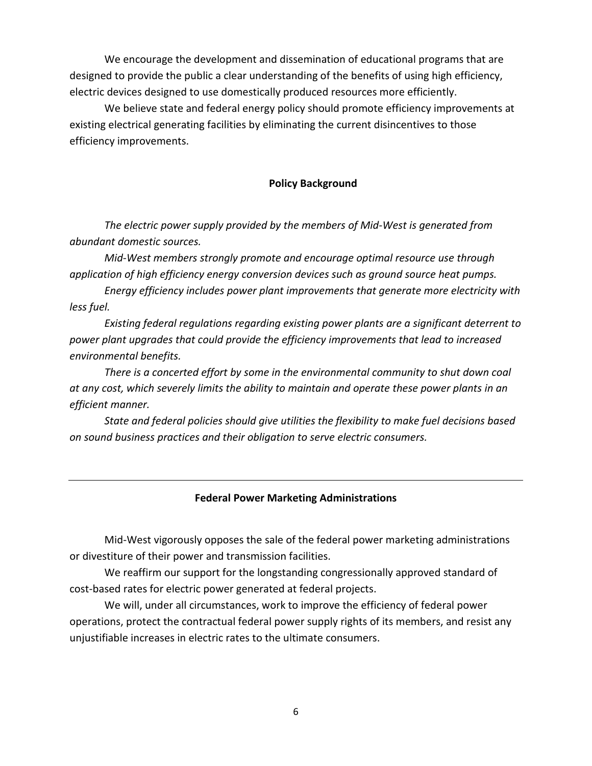We encourage the development and dissemination of educational programs that are designed to provide the public a clear understanding of the benefits of using high efficiency, electric devices designed to use domestically produced resources more efficiently.

We believe state and federal energy policy should promote efficiency improvements at existing electrical generating facilities by eliminating the current disincentives to those efficiency improvements.

**Policy Background**

*The electric power supply provided by the members of Mid-West is generated from abundant domestic sources.*

*Mid-West members strongly promote and encourage optimal resource use through application of high efficiency energy conversion devices such as ground source heat pumps.*

*Energy efficiency includes power plant improvements that generate more electricity with less fuel.*

*Existing federal regulations regarding existing power plants are a significant deterrent to power plant upgrades that could provide the efficiency improvements that lead to increased environmental benefits.*

*There is a concerted effort by some in the environmental community to shut down coal at any cost, which severely limits the ability to maintain and operate these power plants in an efficient manner.*

*State and federal policies should give utilities the flexibility to make fuel decisions based on sound business practices and their obligation to serve electric consumers.*

---

## Federal Power Marketing Administrations

Mid-West vigorously opposes the sale of the federal power marketing administrations or divestiture of their power and transmission facilities.

We reaffirm our support for the longstanding congressionally approved standard of cost-based rates for electric power generated at federal projects.

We will, under all circumstances, work to improve the efficiency of federal power operations, protect the contractual federal power supply rights of its members, and resist any unjustifiable increases in electric rates to the ultimate consumers.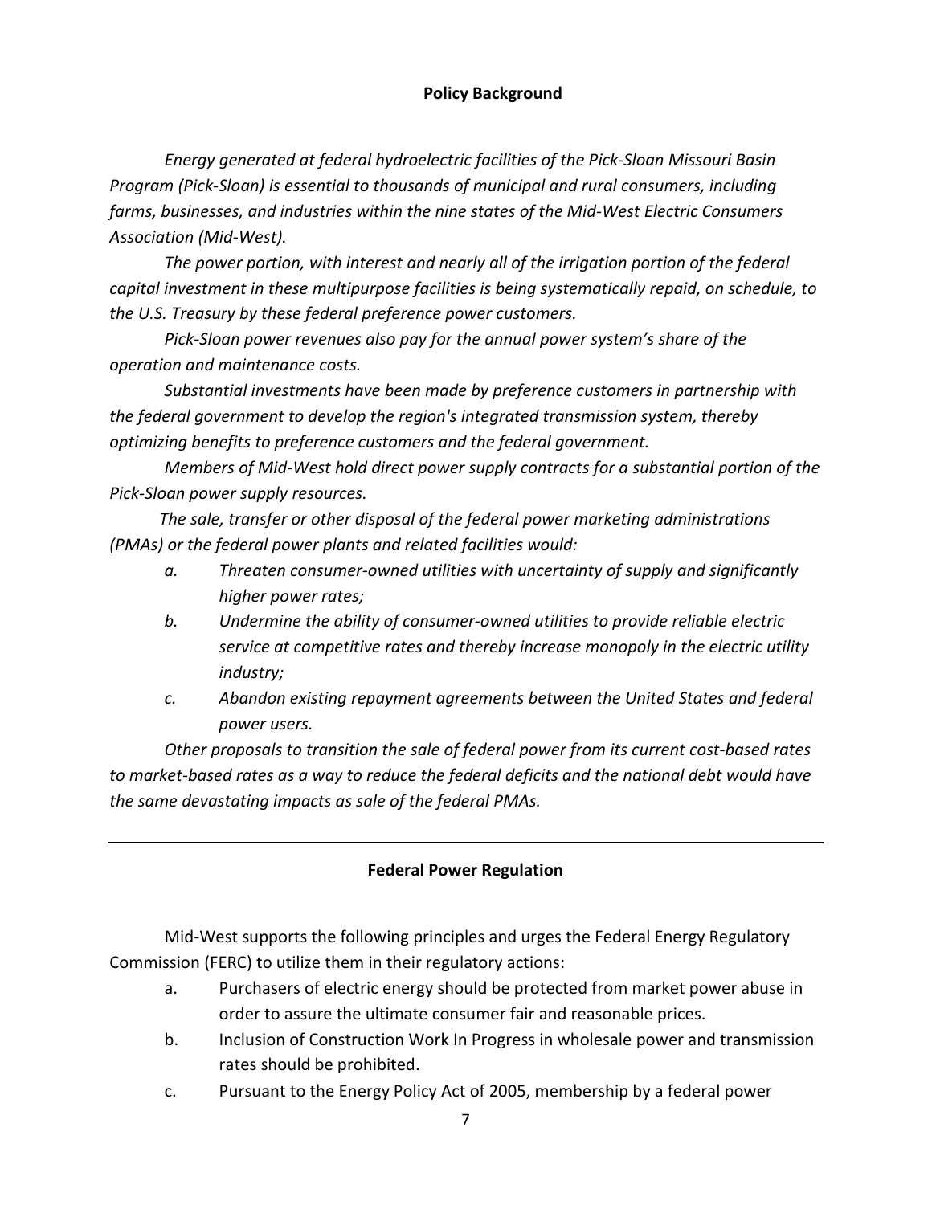## Policy Background

*Energy generated at federal hydroelectric facilities of the Pick-Sloan Missouri Basin Program (Pick-Sloan) is essential to thousands of municipal and rural consumers, including farms, businesses, and industries within the nine states of the Mid-West Electric Consumers Association (Mid-West).*

*The power portion, with interest and nearly all of the irrigation portion of the federal capital investment in these multipurpose facilities is being systematically repaid, on schedule, to the U.S. Treasury by these federal preference power customers.*

*Pick-Sloan power revenues also pay for the annual power system's share of the operation and maintenance costs.*

*Substantial investments have been made by preference customers in partnership with the federal government to develop the region's integrated transmission system, thereby optimizing benefits to preference customers and the federal government.*

*Members of Mid-West hold direct power supply contracts for a substantial portion of the Pick-Sloan power supply resources.*

*The sale, transfer or other disposal of the federal power marketing administrations (PMAs) or the federal power plants and related facilities would:*

- *a. Threaten consumer-owned utilities with uncertainty of supply and significantly higher power rates;*
- *b. Undermine the ability of consumer-owned utilities to provide reliable electric service at competitive rates and thereby increase monopoly in the electric utility industry;*
- *c. Abandon existing repayment agreements between the United States and federal power users.*

*Other proposals to transition the sale of federal power from its current cost-based rates to market-based rates as a way to reduce the federal deficits and the national debt would have the same devastating impacts as sale of the federal PMAs.*

---

## Federal Power Regulation

Mid-West supports the following principles and urges the Federal Energy Regulatory Commission (FERC) to utilize them in their regulatory actions:

- a. Purchasers of electric energy should be protected from market power abuse in order to assure the ultimate consumer fair and reasonable prices.
- b. Inclusion of Construction Work In Progress in wholesale power and transmission rates should be prohibited.
- c. Pursuant to the Energy Policy Act of 2005, membership by a federal power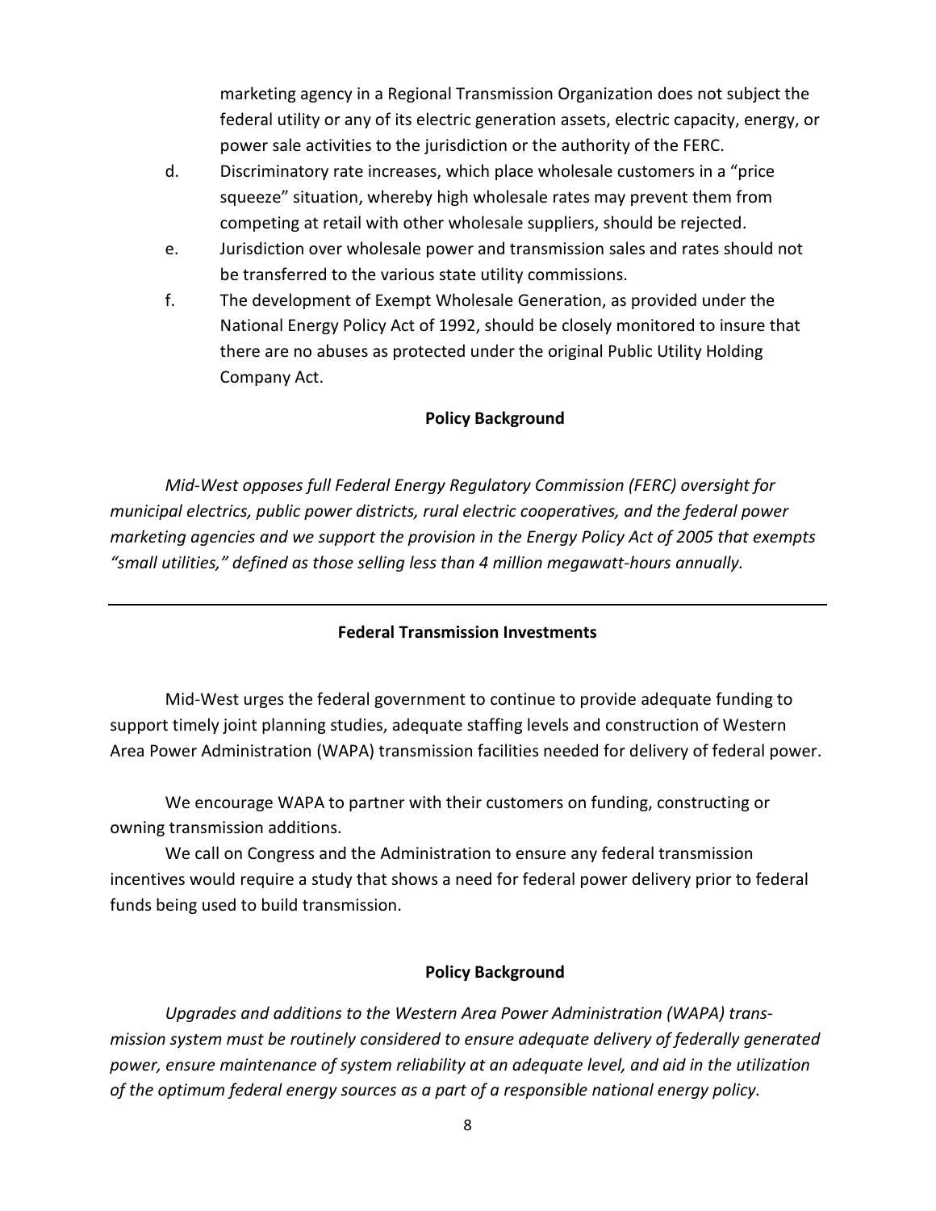marketing agency in a Regional Transmission Organization does not subject the federal utility or any of its electric generation assets, electric capacity, energy, or power sale activities to the jurisdiction or the authority of the FERC.

d. Discriminatory rate increases, which place wholesale customers in a "price squeeze" situation, whereby high wholesale rates may prevent them from competing at retail with other wholesale suppliers, should be rejected.

e. Jurisdiction over wholesale power and transmission sales and rates should not be transferred to the various state utility commissions.

f. The development of Exempt Wholesale Generation, as provided under the National Energy Policy Act of 1992, should be closely monitored to insure that there are no abuses as protected under the original Public Utility Holding Company Act.

**Policy Background**

*Mid-West opposes full Federal Energy Regulatory Commission (FERC) oversight for municipal electrics, public power districts, rural electric cooperatives, and the federal power marketing agencies and we support the provision in the Energy Policy Act of 2005 that exempts "small utilities," defined as those selling less than 4 million megawatt-hours annually.*

---

**Federal Transmission Investments**

Mid-West urges the federal government to continue to provide adequate funding to support timely joint planning studies, adequate staffing levels and construction of Western Area Power Administration (WAPA) transmission facilities needed for delivery of federal power.

We encourage WAPA to partner with their customers on funding, constructing or owning transmission additions.

We call on Congress and the Administration to ensure any federal transmission incentives would require a study that shows a need for federal power delivery prior to federal funds being used to build transmission.

**Policy Background**

*Upgrades and additions to the Western Area Power Administration (WAPA) transmission system must be routinely considered to ensure adequate delivery of federally generated power, ensure maintenance of system reliability at an adequate level, and aid in the utilization of the optimum federal energy sources as a part of a responsible national energy policy.*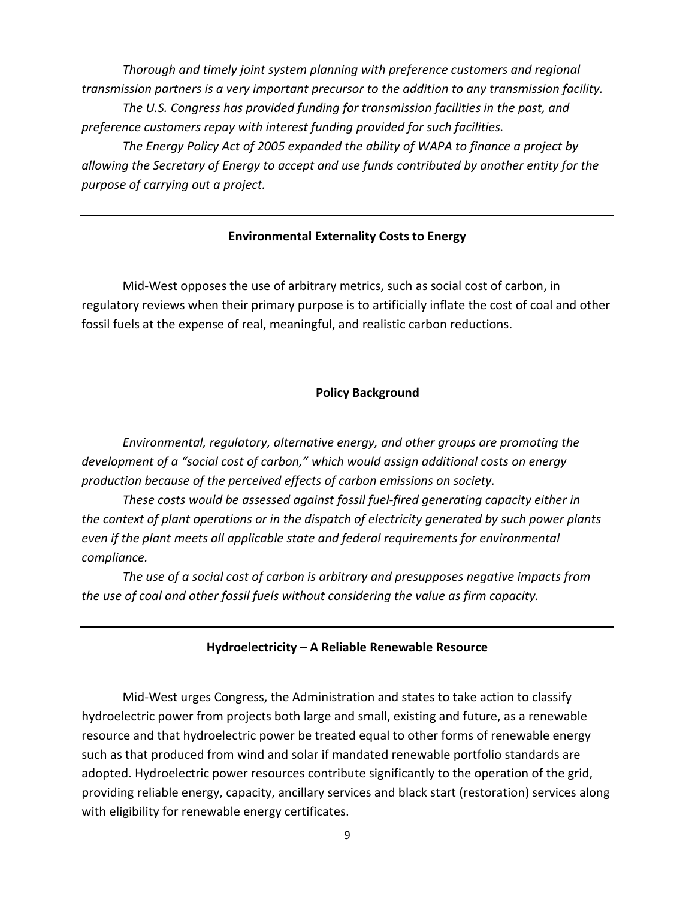*Thorough and timely joint system planning with preference customers and regional transmission partners is a very important precursor to the addition to any transmission facility.*

*The U.S. Congress has provided funding for transmission facilities in the past, and preference customers repay with interest funding provided for such facilities.*

*The Energy Policy Act of 2005 expanded the ability of WAPA to finance a project by allowing the Secretary of Energy to accept and use funds contributed by another entity for the purpose of carrying out a project.*

---

## Environmental Externality Costs to Energy

Mid-West opposes the use of arbitrary metrics, such as social cost of carbon, in regulatory reviews when their primary purpose is to artificially inflate the cost of coal and other fossil fuels at the expense of real, meaningful, and realistic carbon reductions.

### Policy Background

*Environmental, regulatory, alternative energy, and other groups are promoting the development of a "social cost of carbon," which would assign additional costs on energy production because of the perceived effects of carbon emissions on society.*

*These costs would be assessed against fossil fuel-fired generating capacity either in the context of plant operations or in the dispatch of electricity generated by such power plants even if the plant meets all applicable state and federal requirements for environmental compliance.*

*The use of a social cost of carbon is arbitrary and presupposes negative impacts from the use of coal and other fossil fuels without considering the value as firm capacity.*

---

## Hydroelectricity – A Reliable Renewable Resource

Mid-West urges Congress, the Administration and states to take action to classify hydroelectric power from projects both large and small, existing and future, as a renewable resource and that hydroelectric power be treated equal to other forms of renewable energy such as that produced from wind and solar if mandated renewable portfolio standards are adopted. Hydroelectric power resources contribute significantly to the operation of the grid, providing reliable energy, capacity, ancillary services and black start (restoration) services along with eligibility for renewable energy certificates.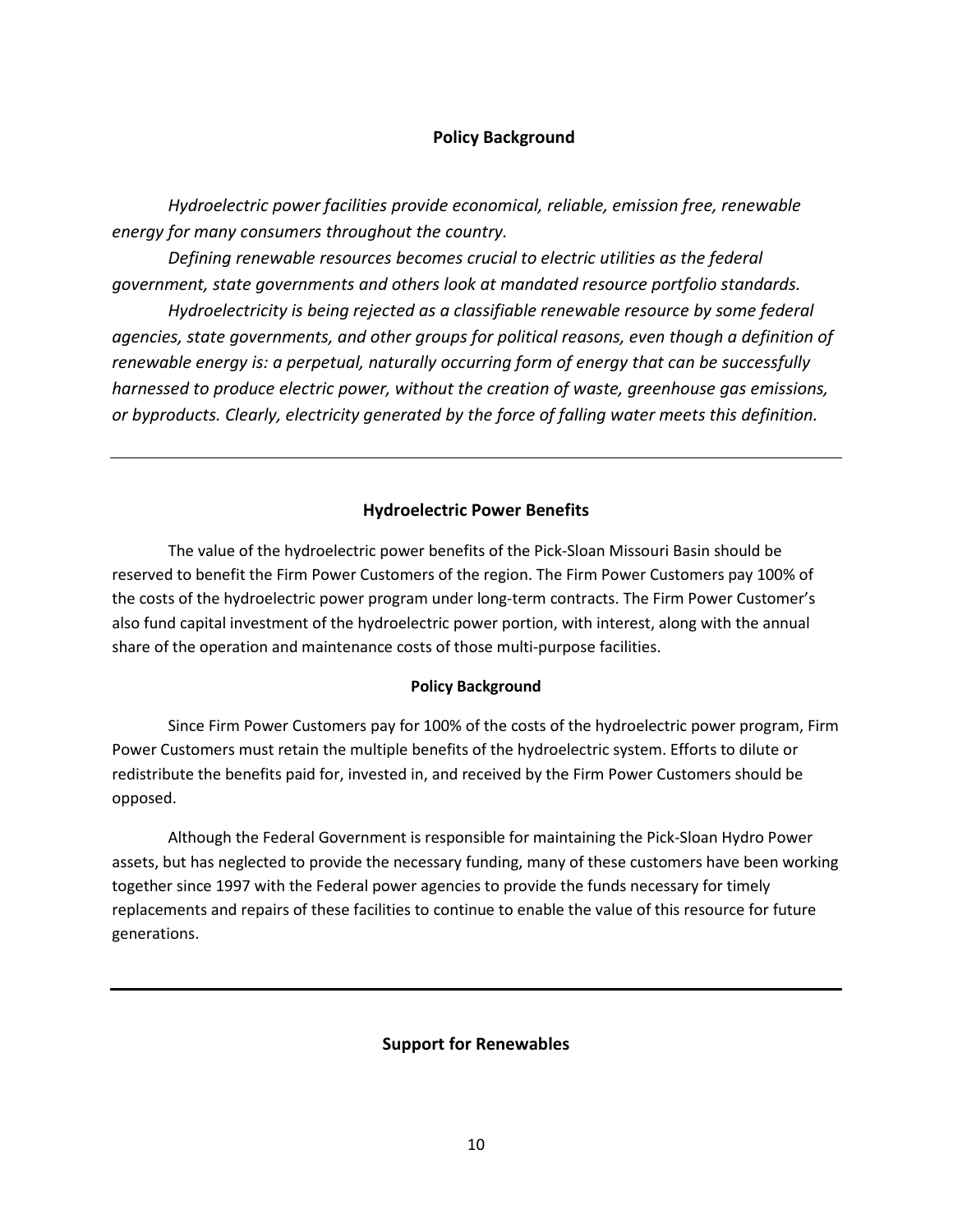### Policy Background

*Hydroelectric power facilities provide economical, reliable, emission free, renewable energy for many consumers throughout the country.*

*Defining renewable resources becomes crucial to electric utilities as the federal government, state governments and others look at mandated resource portfolio standards.*

*Hydroelectricity is being rejected as a classifiable renewable resource by some federal agencies, state governments, and other groups for political reasons, even though a definition of renewable energy is: a perpetual, naturally occurring form of energy that can be successfully harnessed to produce electric power, without the creation of waste, greenhouse gas emissions, or byproducts. Clearly, electricity generated by the force of falling water meets this definition.*

---

## Hydroelectric Power Benefits

The value of the hydroelectric power benefits of the Pick-Sloan Missouri Basin should be reserved to benefit the Firm Power Customers of the region. The Firm Power Customers pay 100% of the costs of the hydroelectric power program under long-term contracts. The Firm Power Customer's also fund capital investment of the hydroelectric power portion, with interest, along with the annual share of the operation and maintenance costs of those multi-purpose facilities.

### Policy Background

Since Firm Power Customers pay for 100% of the costs of the hydroelectric power program, Firm Power Customers must retain the multiple benefits of the hydroelectric system. Efforts to dilute or redistribute the benefits paid for, invested in, and received by the Firm Power Customers should be opposed.

Although the Federal Government is responsible for maintaining the Pick-Sloan Hydro Power assets, but has neglected to provide the necessary funding, many of these customers have been working together since 1997 with the Federal power agencies to provide the funds necessary for timely replacements and repairs of these facilities to continue to enable the value of this resource for future generations.

---

## Support for Renewables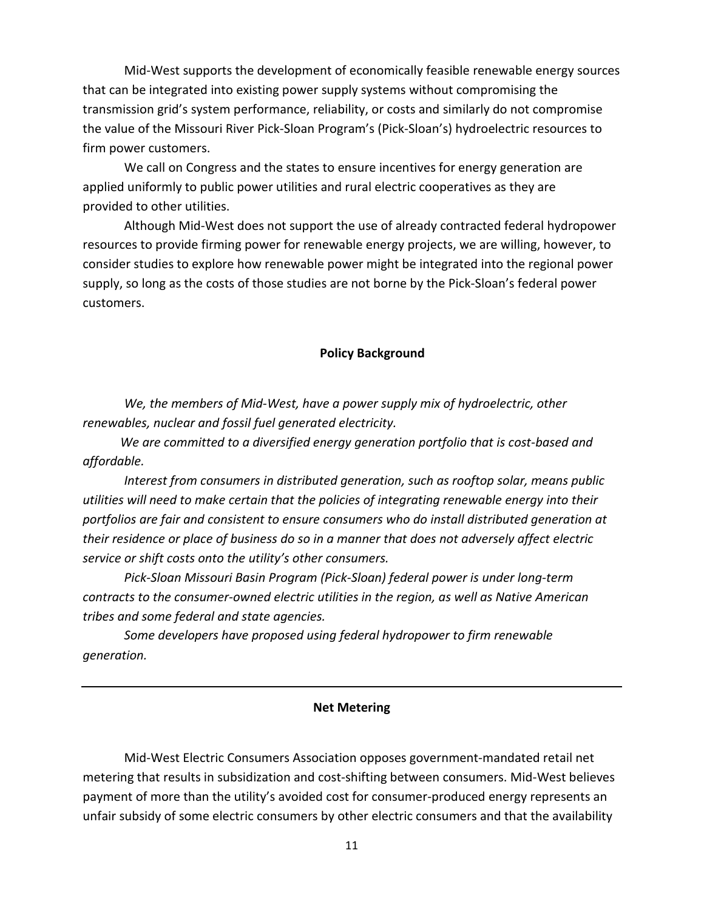Mid-West supports the development of economically feasible renewable energy sources that can be integrated into existing power supply systems without compromising the transmission grid's system performance, reliability, or costs and similarly do not compromise the value of the Missouri River Pick-Sloan Program's (Pick-Sloan's) hydroelectric resources to firm power customers.

We call on Congress and the states to ensure incentives for energy generation are applied uniformly to public power utilities and rural electric cooperatives as they are provided to other utilities.

Although Mid-West does not support the use of already contracted federal hydropower resources to provide firming power for renewable energy projects, we are willing, however, to consider studies to explore how renewable power might be integrated into the regional power supply, so long as the costs of those studies are not borne by the Pick-Sloan's federal power customers.

### Policy Background

*We, the members of Mid-West, have a power supply mix of hydroelectric, other renewables, nuclear and fossil fuel generated electricity.*

*We are committed to a diversified energy generation portfolio that is cost-based and affordable.*

*Interest from consumers in distributed generation, such as rooftop solar, means public utilities will need to make certain that the policies of integrating renewable energy into their portfolios are fair and consistent to ensure consumers who do install distributed generation at their residence or place of business do so in a manner that does not adversely affect electric service or shift costs onto the utility's other consumers.*

*Pick-Sloan Missouri Basin Program (Pick-Sloan) federal power is under long-term contracts to the consumer-owned electric utilities in the region, as well as Native American tribes and some federal and state agencies.*

*Some developers have proposed using federal hydropower to firm renewable generation.*

---

### Net Metering

Mid-West Electric Consumers Association opposes government-mandated retail net metering that results in subsidization and cost-shifting between consumers. Mid-West believes payment of more than the utility's avoided cost for consumer-produced energy represents an unfair subsidy of some electric consumers by other electric consumers and that the availability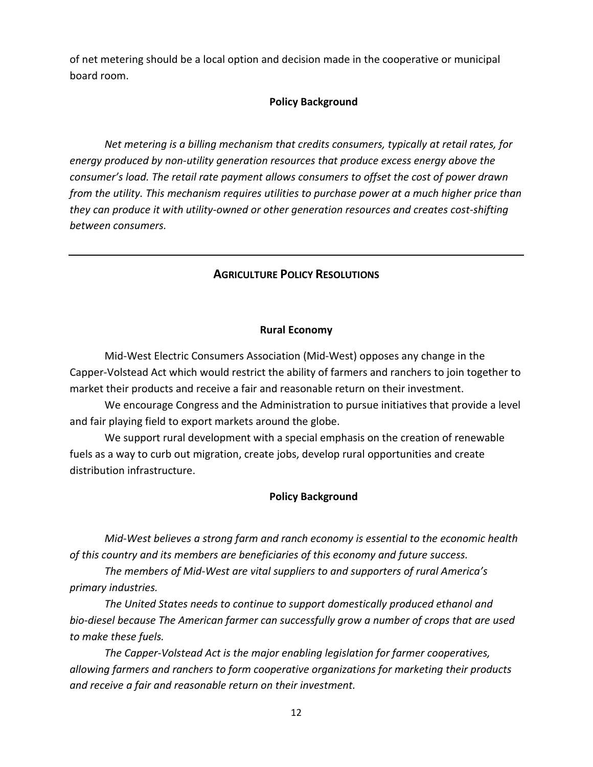of net metering should be a local option and decision made in the cooperative or municipal board room.

### Policy Background

*Net metering is a billing mechanism that credits consumers, typically at retail rates, for energy produced by non-utility generation resources that produce excess energy above the consumer's load. The retail rate payment allows consumers to offset the cost of power drawn from the utility. This mechanism requires utilities to purchase power at a much higher price than they can produce it with utility-owned or other generation resources and creates cost-shifting between consumers.*

---

## AGRICULTURE POLICY RESOLUTIONS

### Rural Economy

Mid-West Electric Consumers Association (Mid-West) opposes any change in the Capper-Volstead Act which would restrict the ability of farmers and ranchers to join together to market their products and receive a fair and reasonable return on their investment.

We encourage Congress and the Administration to pursue initiatives that provide a level and fair playing field to export markets around the globe.

We support rural development with a special emphasis on the creation of renewable fuels as a way to curb out migration, create jobs, develop rural opportunities and create distribution infrastructure.

### Policy Background

*Mid-West believes a strong farm and ranch economy is essential to the economic health of this country and its members are beneficiaries of this economy and future success.*

*The members of Mid-West are vital suppliers to and supporters of rural America's primary industries.*

*The United States needs to continue to support domestically produced ethanol and bio-diesel because The American farmer can successfully grow a number of crops that are used to make these fuels.*

*The Capper-Volstead Act is the major enabling legislation for farmer cooperatives, allowing farmers and ranchers to form cooperative organizations for marketing their products and receive a fair and reasonable return on their investment.*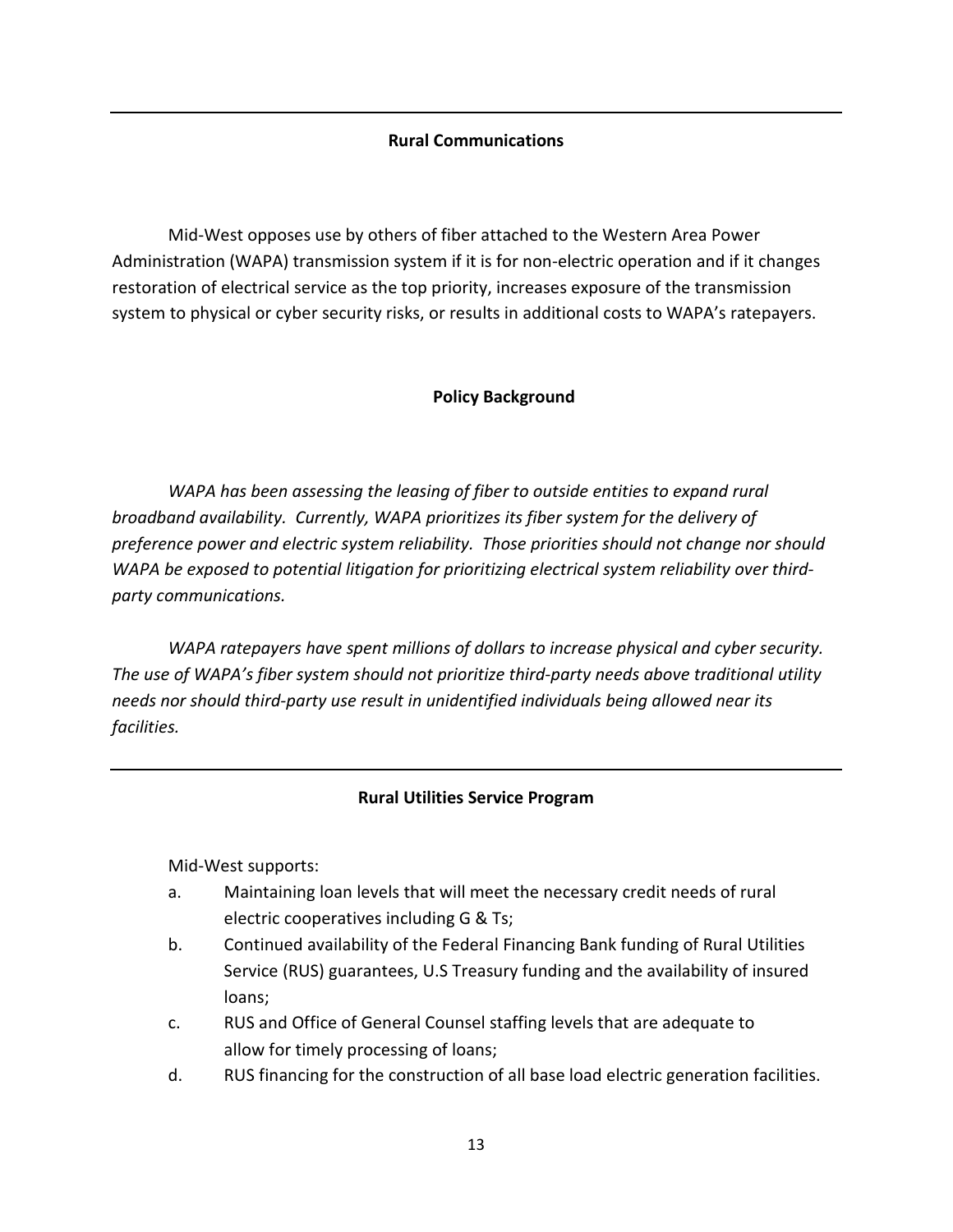## Rural Communications

Mid-West opposes use by others of fiber attached to the Western Area Power Administration (WAPA) transmission system if it is for non-electric operation and if it changes restoration of electrical service as the top priority, increases exposure of the transmission system to physical or cyber security risks, or results in additional costs to WAPA's ratepayers.

### Policy Background

*WAPA has been assessing the leasing of fiber to outside entities to expand rural broadband availability. Currently, WAPA prioritizes its fiber system for the delivery of preference power and electric system reliability. Those priorities should not change nor should WAPA be exposed to potential litigation for prioritizing electrical system reliability over third-party communications.*

*WAPA ratepayers have spent millions of dollars to increase physical and cyber security. The use of WAPA's fiber system should not prioritize third-party needs above traditional utility needs nor should third-party use result in unidentified individuals being allowed near its facilities.*

---

## Rural Utilities Service Program

Mid-West supports:

a. Maintaining loan levels that will meet the necessary credit needs of rural electric cooperatives including G & Ts;

b. Continued availability of the Federal Financing Bank funding of Rural Utilities Service (RUS) guarantees, U.S Treasury funding and the availability of insured loans;

c. RUS and Office of General Counsel staffing levels that are adequate to allow for timely processing of loans;

d. RUS financing for the construction of all base load electric generation facilities.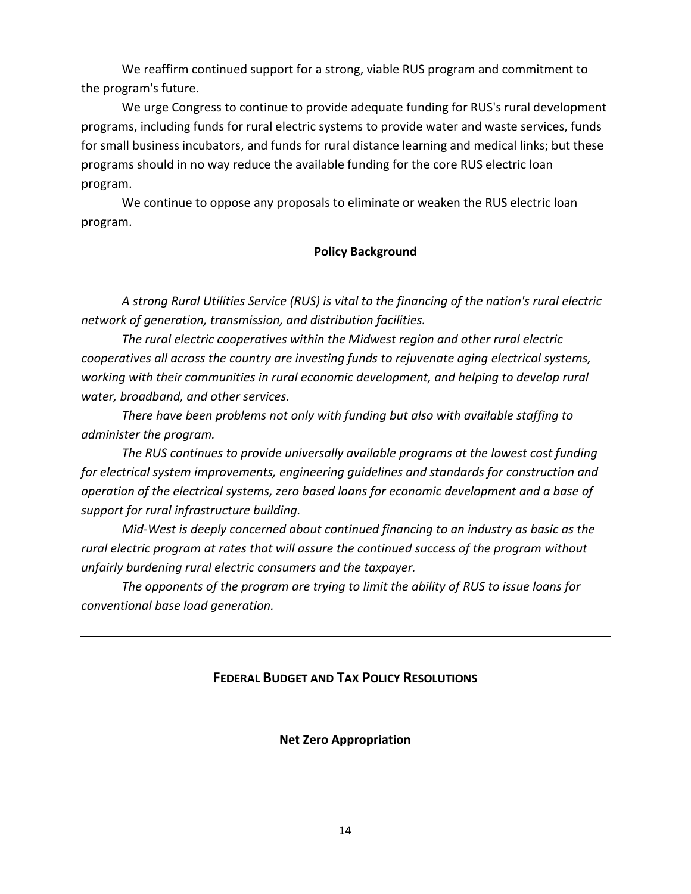We reaffirm continued support for a strong, viable RUS program and commitment to the program's future.

We urge Congress to continue to provide adequate funding for RUS's rural development programs, including funds for rural electric systems to provide water and waste services, funds for small business incubators, and funds for rural distance learning and medical links; but these programs should in no way reduce the available funding for the core RUS electric loan program.

We continue to oppose any proposals to eliminate or weaken the RUS electric loan program.

### Policy Background

*A strong Rural Utilities Service (RUS) is vital to the financing of the nation's rural electric network of generation, transmission, and distribution facilities.*

*The rural electric cooperatives within the Midwest region and other rural electric cooperatives all across the country are investing funds to rejuvenate aging electrical systems, working with their communities in rural economic development, and helping to develop rural water, broadband, and other services.*

*There have been problems not only with funding but also with available staffing to administer the program.*

*The RUS continues to provide universally available programs at the lowest cost funding for electrical system improvements, engineering guidelines and standards for construction and operation of the electrical systems, zero based loans for economic development and a base of support for rural infrastructure building.*

*Mid-West is deeply concerned about continued financing to an industry as basic as the rural electric program at rates that will assure the continued success of the program without unfairly burdening rural electric consumers and the taxpayer.*

*The opponents of the program are trying to limit the ability of RUS to issue loans for conventional base load generation.*

---

## FEDERAL BUDGET AND TAX POLICY RESOLUTIONS

### Net Zero Appropriation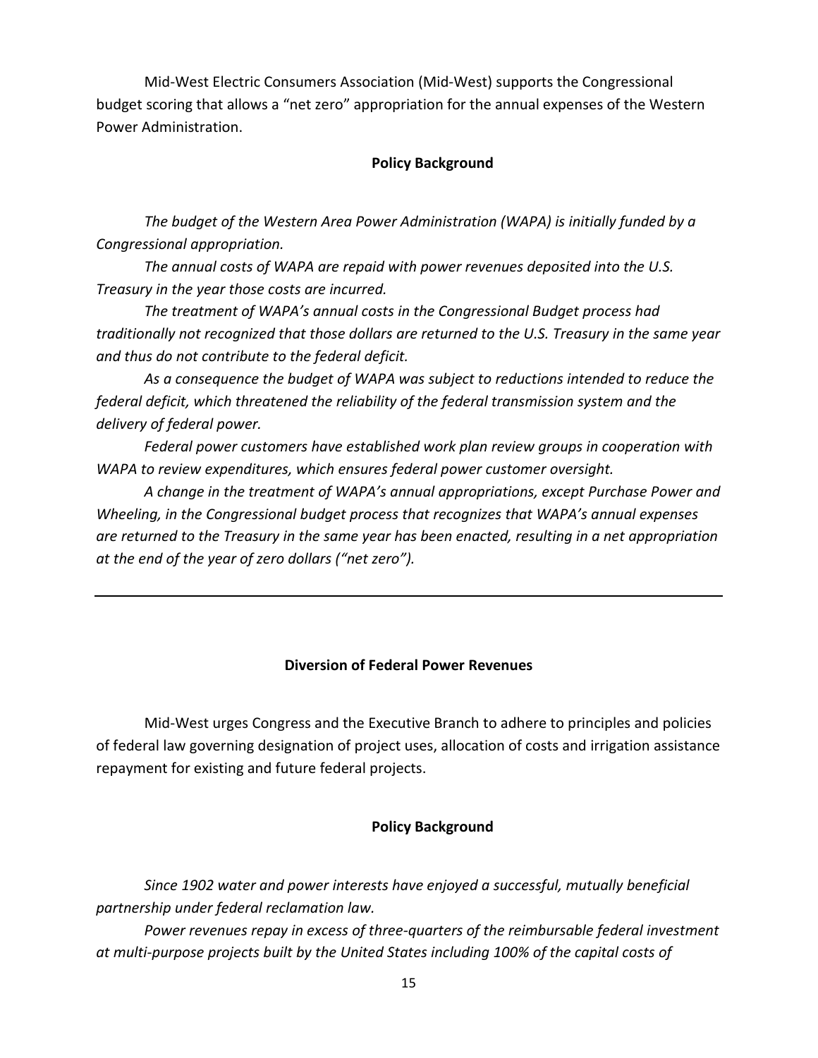Mid-West Electric Consumers Association (Mid-West) supports the Congressional budget scoring that allows a "net zero" appropriation for the annual expenses of the Western Power Administration.

**Policy Background**

*The budget of the Western Area Power Administration (WAPA) is initially funded by a Congressional appropriation.*

*The annual costs of WAPA are repaid with power revenues deposited into the U.S. Treasury in the year those costs are incurred.*

*The treatment of WAPA's annual costs in the Congressional Budget process had traditionally not recognized that those dollars are returned to the U.S. Treasury in the same year and thus do not contribute to the federal deficit.*

*As a consequence the budget of WAPA was subject to reductions intended to reduce the federal deficit, which threatened the reliability of the federal transmission system and the delivery of federal power.*

*Federal power customers have established work plan review groups in cooperation with WAPA to review expenditures, which ensures federal power customer oversight.*

*A change in the treatment of WAPA's annual appropriations, except Purchase Power and Wheeling, in the Congressional budget process that recognizes that WAPA's annual expenses are returned to the Treasury in the same year has been enacted, resulting in a net appropriation at the end of the year of zero dollars ("net zero").*

---

**Diversion of Federal Power Revenues**

Mid-West urges Congress and the Executive Branch to adhere to principles and policies of federal law governing designation of project uses, allocation of costs and irrigation assistance repayment for existing and future federal projects.

**Policy Background**

*Since 1902 water and power interests have enjoyed a successful, mutually beneficial partnership under federal reclamation law.*

*Power revenues repay in excess of three-quarters of the reimbursable federal investment at multi-purpose projects built by the United States including 100% of the capital costs of*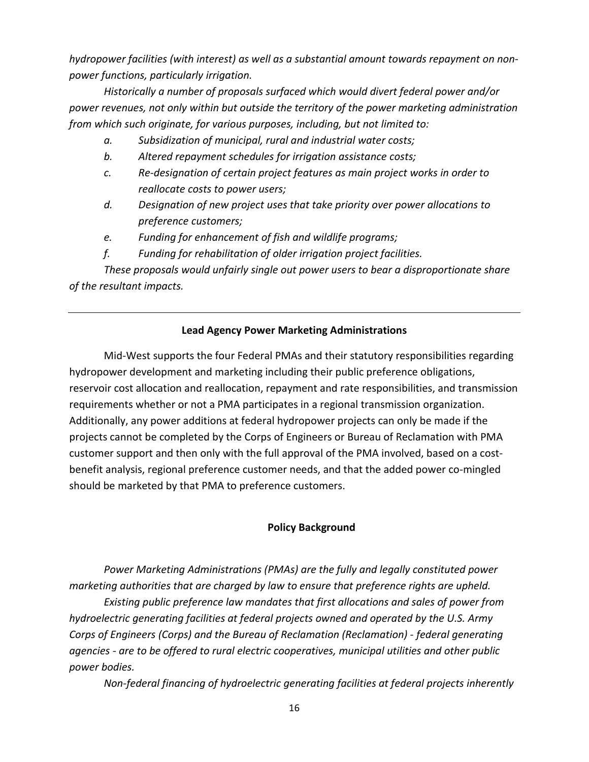*hydropower facilities (with interest) as well as a substantial amount towards repayment on non-power functions, particularly irrigation.*

*Historically a number of proposals surfaced which would divert federal power and/or power revenues, not only within but outside the territory of the power marketing administration from which such originate, for various purposes, including, but not limited to:*

- *a. Subsidization of municipal, rural and industrial water costs;*
- *b. Altered repayment schedules for irrigation assistance costs;*
- *c. Re-designation of certain project features as main project works in order to reallocate costs to power users;*
- *d. Designation of new project uses that take priority over power allocations to preference customers;*
- *e. Funding for enhancement of fish and wildlife programs;*
- *f. Funding for rehabilitation of older irrigation project facilities.*

*These proposals would unfairly single out power users to bear a disproportionate share of the resultant impacts.*

---

**Lead Agency Power Marketing Administrations**

Mid-West supports the four Federal PMAs and their statutory responsibilities regarding hydropower development and marketing including their public preference obligations, reservoir cost allocation and reallocation, repayment and rate responsibilities, and transmission requirements whether or not a PMA participates in a regional transmission organization. Additionally, any power additions at federal hydropower projects can only be made if the projects cannot be completed by the Corps of Engineers or Bureau of Reclamation with PMA customer support and then only with the full approval of the PMA involved, based on a cost-benefit analysis, regional preference customer needs, and that the added power co-mingled should be marketed by that PMA to preference customers.

**Policy Background**

*Power Marketing Administrations (PMAs) are the fully and legally constituted power marketing authorities that are charged by law to ensure that preference rights are upheld.*

*Existing public preference law mandates that first allocations and sales of power from hydroelectric generating facilities at federal projects owned and operated by the U.S. Army Corps of Engineers (Corps) and the Bureau of Reclamation (Reclamation) - federal generating agencies - are to be offered to rural electric cooperatives, municipal utilities and other public power bodies.*

*Non-federal financing of hydroelectric generating facilities at federal projects inherently*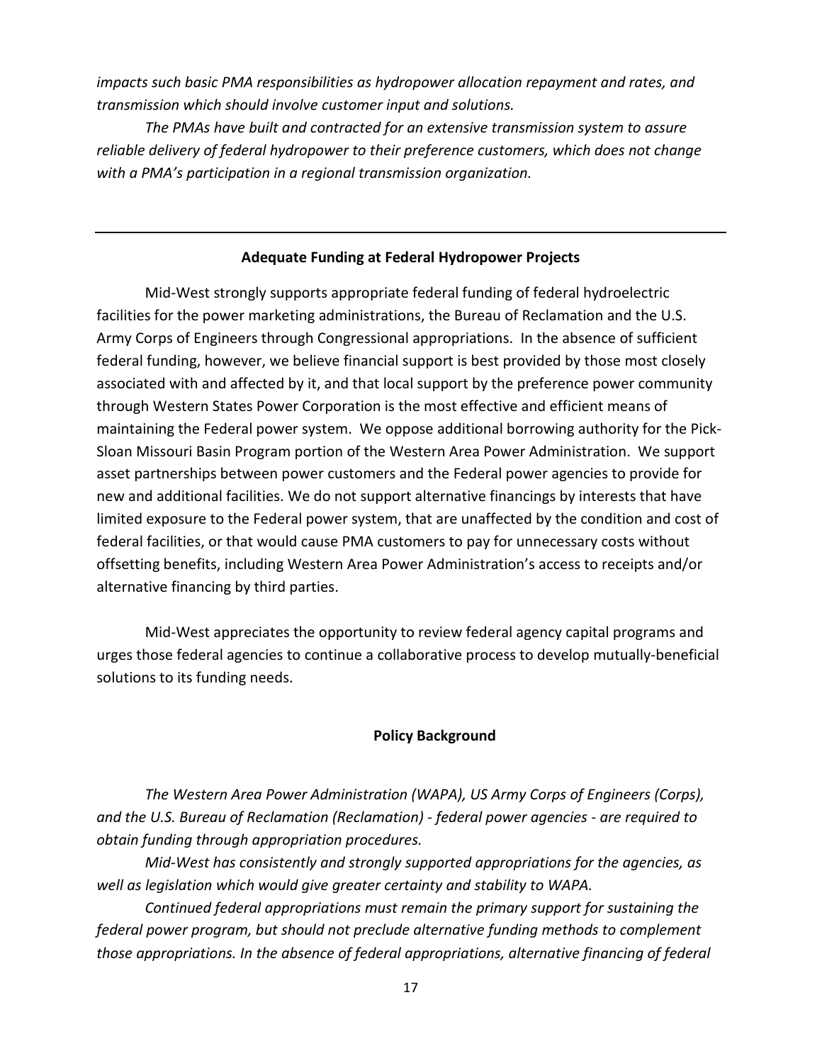*impacts such basic PMA responsibilities as hydropower allocation repayment and rates, and transmission which should involve customer input and solutions.*

*The PMAs have built and contracted for an extensive transmission system to assure reliable delivery of federal hydropower to their preference customers, which does not change with a PMA's participation in a regional transmission organization.*

---

### Adequate Funding at Federal Hydropower Projects

Mid-West strongly supports appropriate federal funding of federal hydroelectric facilities for the power marketing administrations, the Bureau of Reclamation and the U.S. Army Corps of Engineers through Congressional appropriations. In the absence of sufficient federal funding, however, we believe financial support is best provided by those most closely associated with and affected by it, and that local support by the preference power community through Western States Power Corporation is the most effective and efficient means of maintaining the Federal power system. We oppose additional borrowing authority for the Pick-Sloan Missouri Basin Program portion of the Western Area Power Administration. We support asset partnerships between power customers and the Federal power agencies to provide for new and additional facilities. We do not support alternative financings by interests that have limited exposure to the Federal power system, that are unaffected by the condition and cost of federal facilities, or that would cause PMA customers to pay for unnecessary costs without offsetting benefits, including Western Area Power Administration's access to receipts and/or alternative financing by third parties.

Mid-West appreciates the opportunity to review federal agency capital programs and urges those federal agencies to continue a collaborative process to develop mutually-beneficial solutions to its funding needs.

#### Policy Background

*The Western Area Power Administration (WAPA), US Army Corps of Engineers (Corps), and the U.S. Bureau of Reclamation (Reclamation) - federal power agencies - are required to obtain funding through appropriation procedures.*

*Mid-West has consistently and strongly supported appropriations for the agencies, as well as legislation which would give greater certainty and stability to WAPA.*

*Continued federal appropriations must remain the primary support for sustaining the federal power program, but should not preclude alternative funding methods to complement those appropriations. In the absence of federal appropriations, alternative financing of federal*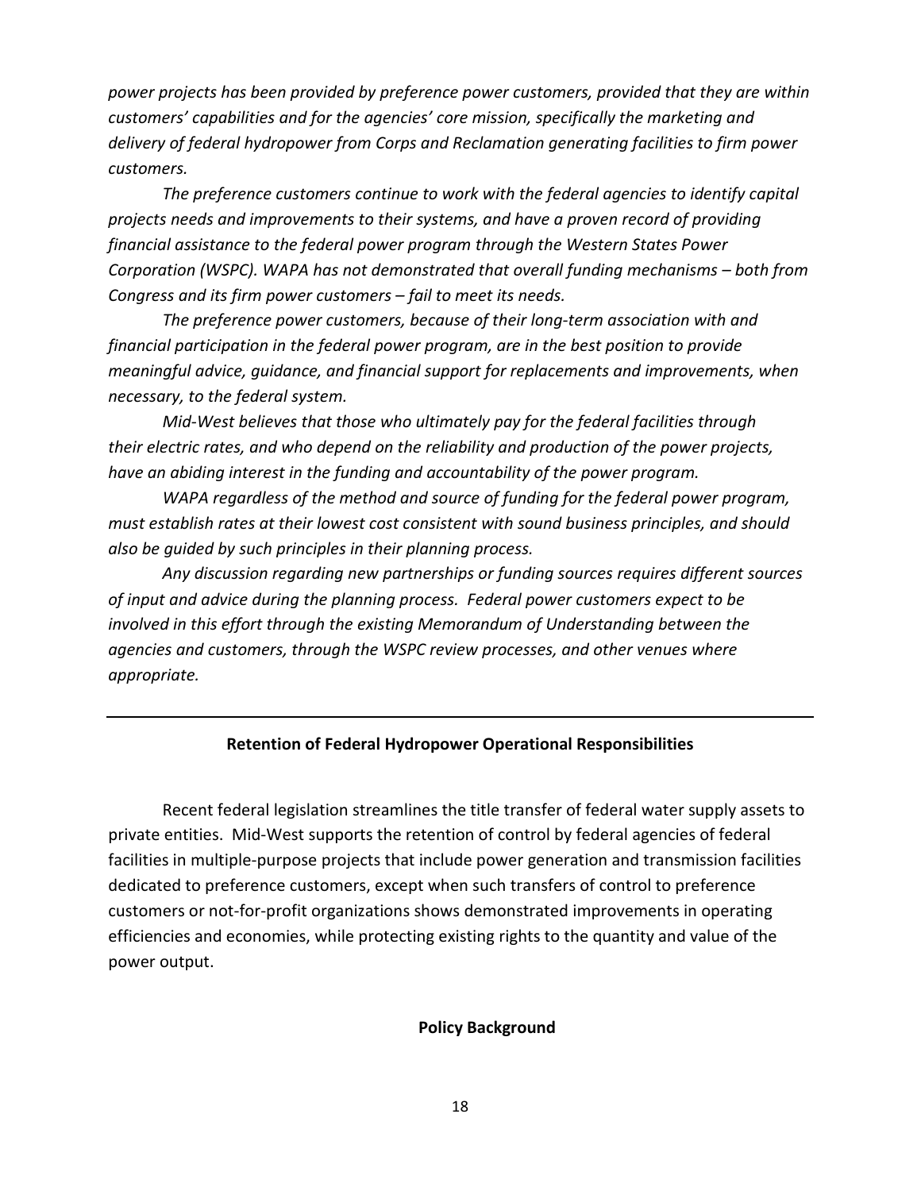*power projects has been provided by preference power customers, provided that they are within customers' capabilities and for the agencies' core mission, specifically the marketing and delivery of federal hydropower from Corps and Reclamation generating facilities to firm power customers.*

*The preference customers continue to work with the federal agencies to identify capital projects needs and improvements to their systems, and have a proven record of providing financial assistance to the federal power program through the Western States Power Corporation (WSPC). WAPA has not demonstrated that overall funding mechanisms – both from Congress and its firm power customers – fail to meet its needs.*

*The preference power customers, because of their long-term association with and financial participation in the federal power program, are in the best position to provide meaningful advice, guidance, and financial support for replacements and improvements, when necessary, to the federal system.*

*Mid-West believes that those who ultimately pay for the federal facilities through their electric rates, and who depend on the reliability and production of the power projects, have an abiding interest in the funding and accountability of the power program.*

*WAPA regardless of the method and source of funding for the federal power program, must establish rates at their lowest cost consistent with sound business principles, and should also be guided by such principles in their planning process.*

*Any discussion regarding new partnerships or funding sources requires different sources of input and advice during the planning process. Federal power customers expect to be involved in this effort through the existing Memorandum of Understanding between the agencies and customers, through the WSPC review processes, and other venues where appropriate.*

---

## Retention of Federal Hydropower Operational Responsibilities

Recent federal legislation streamlines the title transfer of federal water supply assets to private entities. Mid-West supports the retention of control by federal agencies of federal facilities in multiple-purpose projects that include power generation and transmission facilities dedicated to preference customers, except when such transfers of control to preference customers or not-for-profit organizations shows demonstrated improvements in operating efficiencies and economies, while protecting existing rights to the quantity and value of the power output.

### Policy Background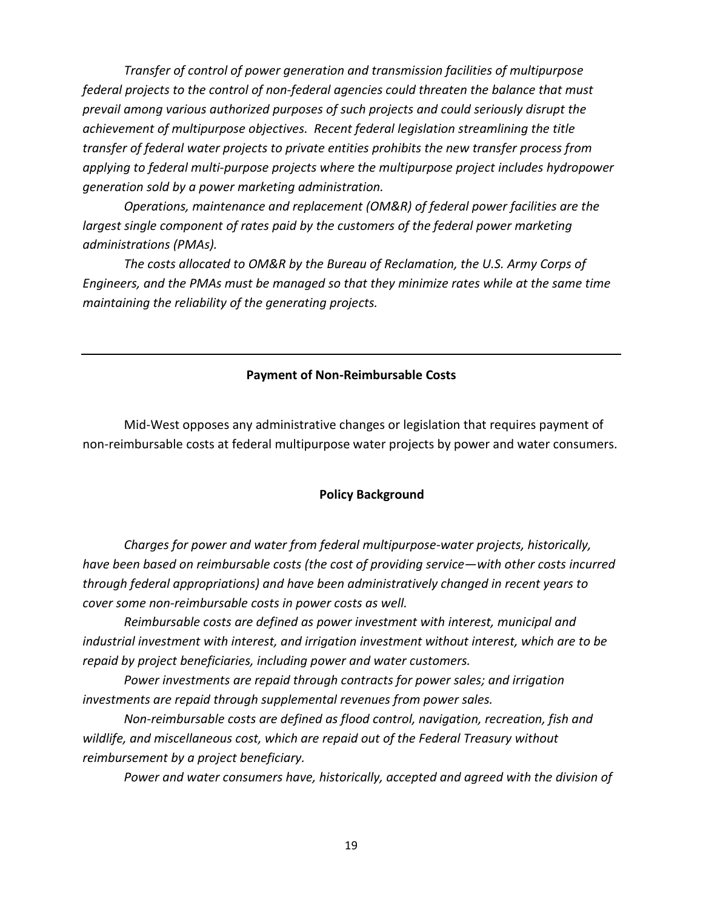*Transfer of control of power generation and transmission facilities of multipurpose federal projects to the control of non-federal agencies could threaten the balance that must prevail among various authorized purposes of such projects and could seriously disrupt the achievement of multipurpose objectives. Recent federal legislation streamlining the title transfer of federal water projects to private entities prohibits the new transfer process from applying to federal multi-purpose projects where the multipurpose project includes hydropower generation sold by a power marketing administration.*

*Operations, maintenance and replacement (OM&R) of federal power facilities are the largest single component of rates paid by the customers of the federal power marketing administrations (PMAs).*

*The costs allocated to OM&R by the Bureau of Reclamation, the U.S. Army Corps of Engineers, and the PMAs must be managed so that they minimize rates while at the same time maintaining the reliability of the generating projects.*

---

## Payment of Non-Reimbursable Costs

Mid-West opposes any administrative changes or legislation that requires payment of non-reimbursable costs at federal multipurpose water projects by power and water consumers.

### Policy Background

*Charges for power and water from federal multipurpose-water projects, historically, have been based on reimbursable costs (the cost of providing service—with other costs incurred through federal appropriations) and have been administratively changed in recent years to cover some non-reimbursable costs in power costs as well.*

*Reimbursable costs are defined as power investment with interest, municipal and industrial investment with interest, and irrigation investment without interest, which are to be repaid by project beneficiaries, including power and water customers.*

*Power investments are repaid through contracts for power sales; and irrigation investments are repaid through supplemental revenues from power sales.*

*Non-reimbursable costs are defined as flood control, navigation, recreation, fish and wildlife, and miscellaneous cost, which are repaid out of the Federal Treasury without reimbursement by a project beneficiary.*

*Power and water consumers have, historically, accepted and agreed with the division of*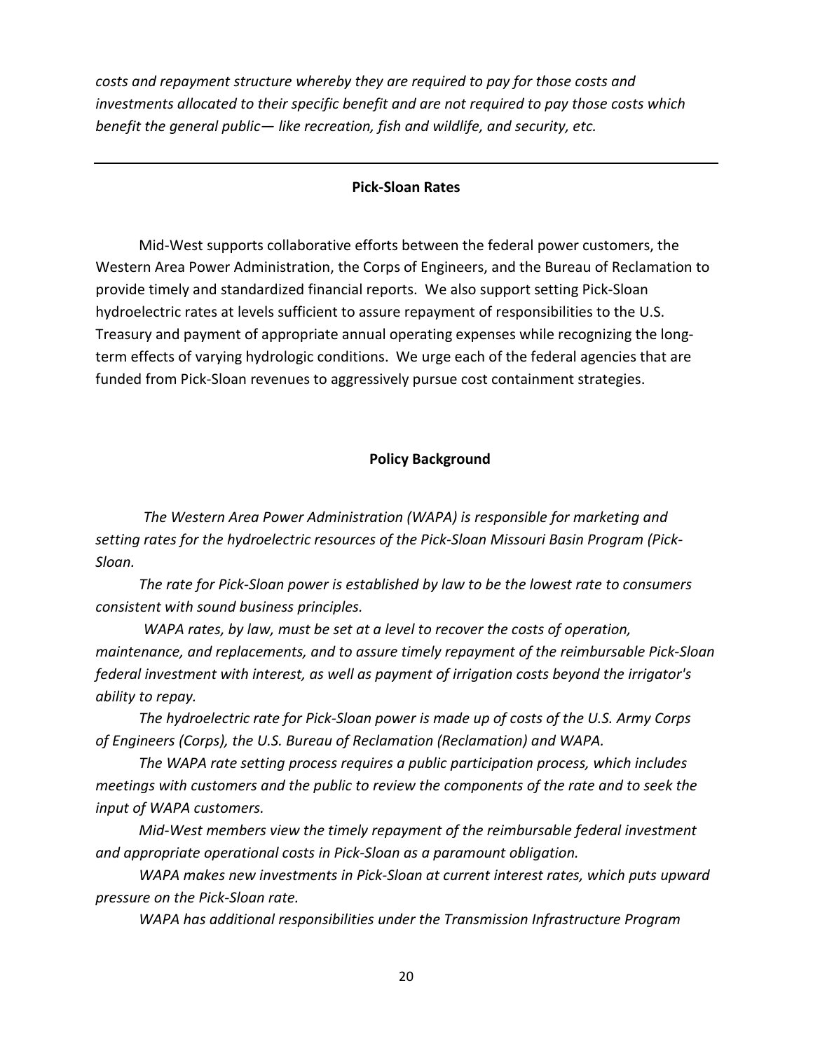*costs and repayment structure whereby they are required to pay for those costs and investments allocated to their specific benefit and are not required to pay those costs which benefit the general public— like recreation, fish and wildlife, and security, etc.*

---

## Pick-Sloan Rates

Mid-West supports collaborative efforts between the federal power customers, the Western Area Power Administration, the Corps of Engineers, and the Bureau of Reclamation to provide timely and standardized financial reports. We also support setting Pick-Sloan hydroelectric rates at levels sufficient to assure repayment of responsibilities to the U.S. Treasury and payment of appropriate annual operating expenses while recognizing the long-term effects of varying hydrologic conditions. We urge each of the federal agencies that are funded from Pick-Sloan revenues to aggressively pursue cost containment strategies.

### Policy Background

*The Western Area Power Administration (WAPA) is responsible for marketing and setting rates for the hydroelectric resources of the Pick-Sloan Missouri Basin Program (Pick-Sloan.*

*The rate for Pick-Sloan power is established by law to be the lowest rate to consumers consistent with sound business principles.*

*WAPA rates, by law, must be set at a level to recover the costs of operation, maintenance, and replacements, and to assure timely repayment of the reimbursable Pick-Sloan federal investment with interest, as well as payment of irrigation costs beyond the irrigator's ability to repay.*

*The hydroelectric rate for Pick-Sloan power is made up of costs of the U.S. Army Corps of Engineers (Corps), the U.S. Bureau of Reclamation (Reclamation) and WAPA.*

*The WAPA rate setting process requires a public participation process, which includes meetings with customers and the public to review the components of the rate and to seek the input of WAPA customers.*

*Mid-West members view the timely repayment of the reimbursable federal investment and appropriate operational costs in Pick-Sloan as a paramount obligation.*

*WAPA makes new investments in Pick-Sloan at current interest rates, which puts upward pressure on the Pick-Sloan rate.*

*WAPA has additional responsibilities under the Transmission Infrastructure Program*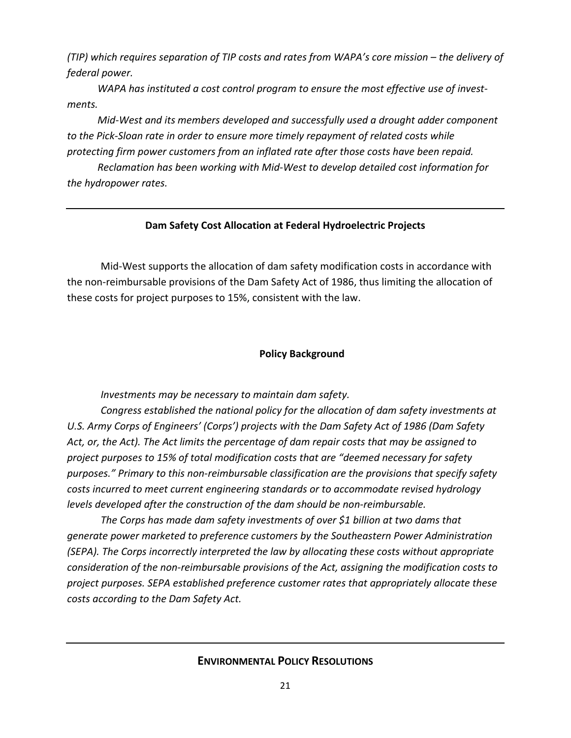*(TIP) which requires separation of TIP costs and rates from WAPA's core mission – the delivery of federal power.*

*WAPA has instituted a cost control program to ensure the most effective use of investments.*

*Mid-West and its members developed and successfully used a drought adder component to the Pick-Sloan rate in order to ensure more timely repayment of related costs while protecting firm power customers from an inflated rate after those costs have been repaid.*

*Reclamation has been working with Mid-West to develop detailed cost information for the hydropower rates.*

---

**Dam Safety Cost Allocation at Federal Hydroelectric Projects**

Mid-West supports the allocation of dam safety modification costs in accordance with the non-reimbursable provisions of the Dam Safety Act of 1986, thus limiting the allocation of these costs for project purposes to 15%, consistent with the law.

**Policy Background**

*Investments may be necessary to maintain dam safety.*

*Congress established the national policy for the allocation of dam safety investments at U.S. Army Corps of Engineers' (Corps') projects with the Dam Safety Act of 1986 (Dam Safety Act, or, the Act). The Act limits the percentage of dam repair costs that may be assigned to project purposes to 15% of total modification costs that are "deemed necessary for safety purposes." Primary to this non-reimbursable classification are the provisions that specify safety costs incurred to meet current engineering standards or to accommodate revised hydrology levels developed after the construction of the dam should be non-reimbursable.*

*The Corps has made dam safety investments of over $1 billion at two dams that generate power marketed to preference customers by the Southeastern Power Administration (SEPA). The Corps incorrectly interpreted the law by allocating these costs without appropriate consideration of the non-reimbursable provisions of the Act, assigning the modification costs to project purposes. SEPA established preference customer rates that appropriately allocate these costs according to the Dam Safety Act.*

---

## ENVIRONMENTAL POLICY RESOLUTIONS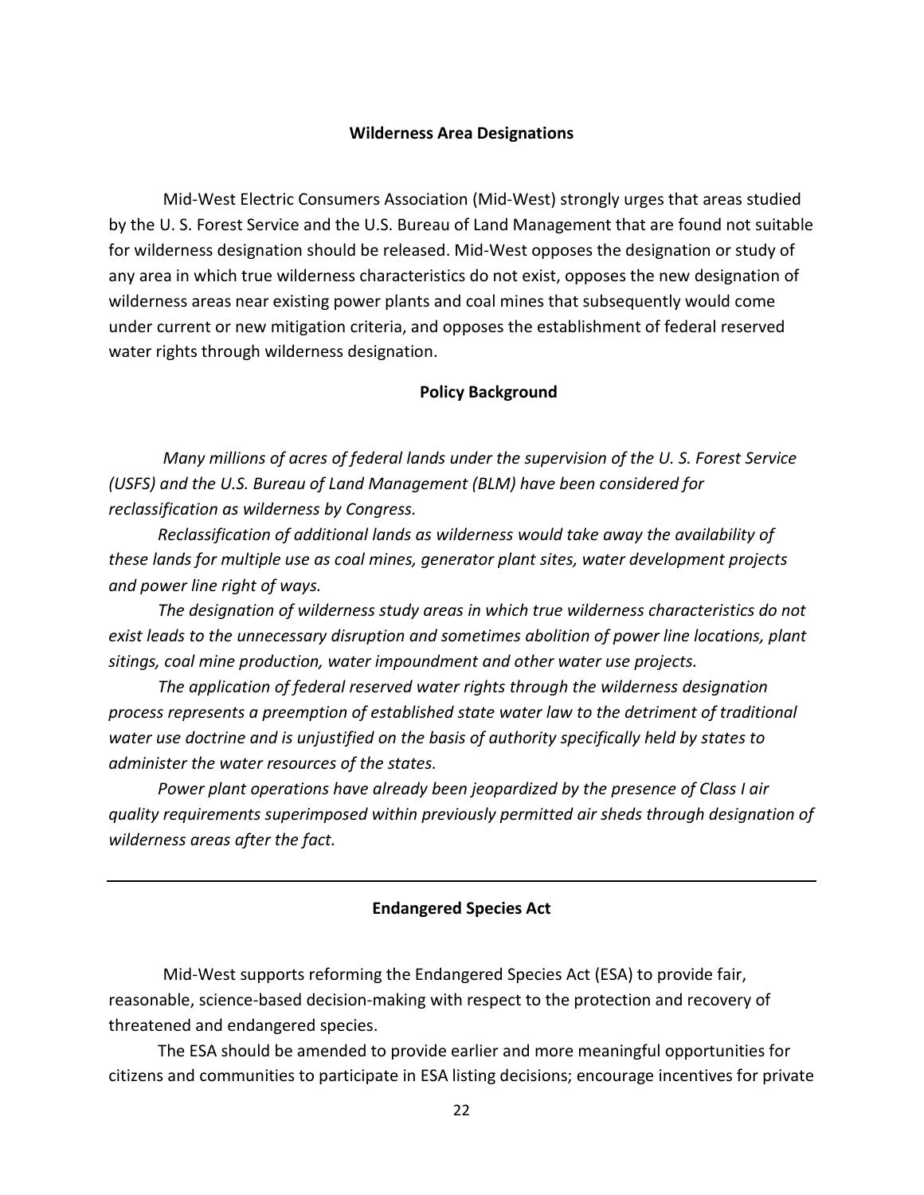### Wilderness Area Designations

Mid-West Electric Consumers Association (Mid-West) strongly urges that areas studied by the U. S. Forest Service and the U.S. Bureau of Land Management that are found not suitable for wilderness designation should be released. Mid-West opposes the designation or study of any area in which true wilderness characteristics do not exist, opposes the new designation of wilderness areas near existing power plants and coal mines that subsequently would come under current or new mitigation criteria, and opposes the establishment of federal reserved water rights through wilderness designation.

#### Policy Background

*Many millions of acres of federal lands under the supervision of the U. S. Forest Service (USFS) and the U.S. Bureau of Land Management (BLM) have been considered for reclassification as wilderness by Congress.*

*Reclassification of additional lands as wilderness would take away the availability of these lands for multiple use as coal mines, generator plant sites, water development projects and power line right of ways.*

*The designation of wilderness study areas in which true wilderness characteristics do not exist leads to the unnecessary disruption and sometimes abolition of power line locations, plant sitings, coal mine production, water impoundment and other water use projects.*

*The application of federal reserved water rights through the wilderness designation process represents a preemption of established state water law to the detriment of traditional water use doctrine and is unjustified on the basis of authority specifically held by states to administer the water resources of the states.*

*Power plant operations have already been jeopardized by the presence of Class I air quality requirements superimposed within previously permitted air sheds through designation of wilderness areas after the fact.*

---

### Endangered Species Act

Mid-West supports reforming the Endangered Species Act (ESA) to provide fair, reasonable, science-based decision-making with respect to the protection and recovery of threatened and endangered species.

The ESA should be amended to provide earlier and more meaningful opportunities for citizens and communities to participate in ESA listing decisions; encourage incentives for private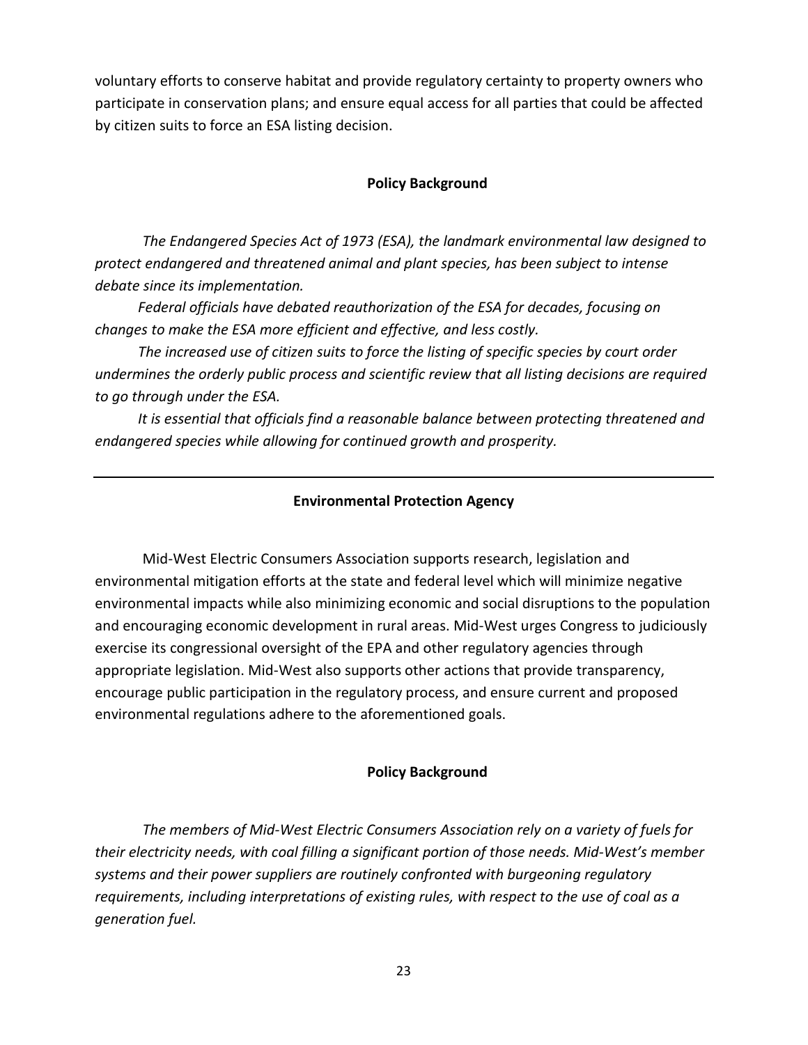voluntary efforts to conserve habitat and provide regulatory certainty to property owners who participate in conservation plans; and ensure equal access for all parties that could be affected by citizen suits to force an ESA listing decision.

**Policy Background**

*The Endangered Species Act of 1973 (ESA), the landmark environmental law designed to protect endangered and threatened animal and plant species, has been subject to intense debate since its implementation.*

*Federal officials have debated reauthorization of the ESA for decades, focusing on changes to make the ESA more efficient and effective, and less costly.*

*The increased use of citizen suits to force the listing of specific species by court order undermines the orderly public process and scientific review that all listing decisions are required to go through under the ESA.*

*It is essential that officials find a reasonable balance between protecting threatened and endangered species while allowing for continued growth and prosperity.*

---

## Environmental Protection Agency

Mid-West Electric Consumers Association supports research, legislation and environmental mitigation efforts at the state and federal level which will minimize negative environmental impacts while also minimizing economic and social disruptions to the population and encouraging economic development in rural areas. Mid-West urges Congress to judiciously exercise its congressional oversight of the EPA and other regulatory agencies through appropriate legislation. Mid-West also supports other actions that provide transparency, encourage public participation in the regulatory process, and ensure current and proposed environmental regulations adhere to the aforementioned goals.

**Policy Background**

*The members of Mid-West Electric Consumers Association rely on a variety of fuels for their electricity needs, with coal filling a significant portion of those needs. Mid-West's member systems and their power suppliers are routinely confronted with burgeoning regulatory requirements, including interpretations of existing rules, with respect to the use of coal as a generation fuel.*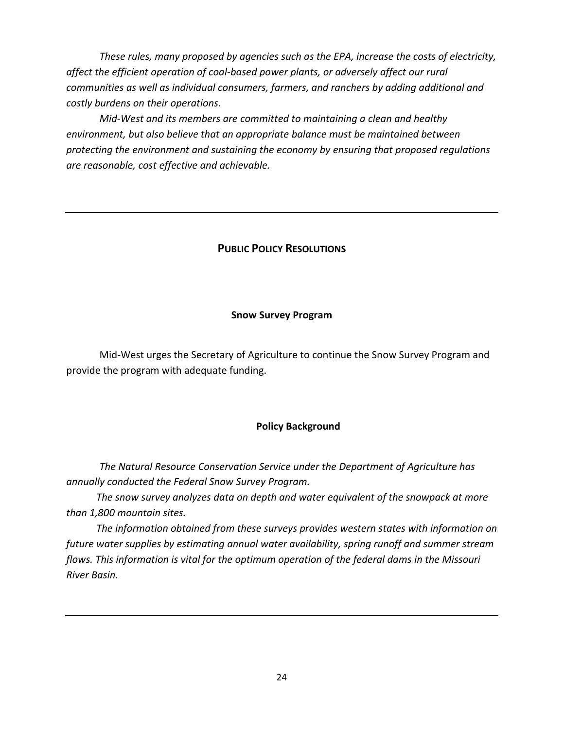*These rules, many proposed by agencies such as the EPA, increase the costs of electricity, affect the efficient operation of coal-based power plants, or adversely affect our rural communities as well as individual consumers, farmers, and ranchers by adding additional and costly burdens on their operations.*

*Mid-West and its members are committed to maintaining a clean and healthy environment, but also believe that an appropriate balance must be maintained between protecting the environment and sustaining the economy by ensuring that proposed regulations are reasonable, cost effective and achievable.*

---

## PUBLIC POLICY RESOLUTIONS

### Snow Survey Program

Mid-West urges the Secretary of Agriculture to continue the Snow Survey Program and provide the program with adequate funding.

#### Policy Background

*The Natural Resource Conservation Service under the Department of Agriculture has annually conducted the Federal Snow Survey Program.*

*The snow survey analyzes data on depth and water equivalent of the snowpack at more than 1,800 mountain sites.*

*The information obtained from these surveys provides western states with information on future water supplies by estimating annual water availability, spring runoff and summer stream flows. This information is vital for the optimum operation of the federal dams in the Missouri River Basin.*

---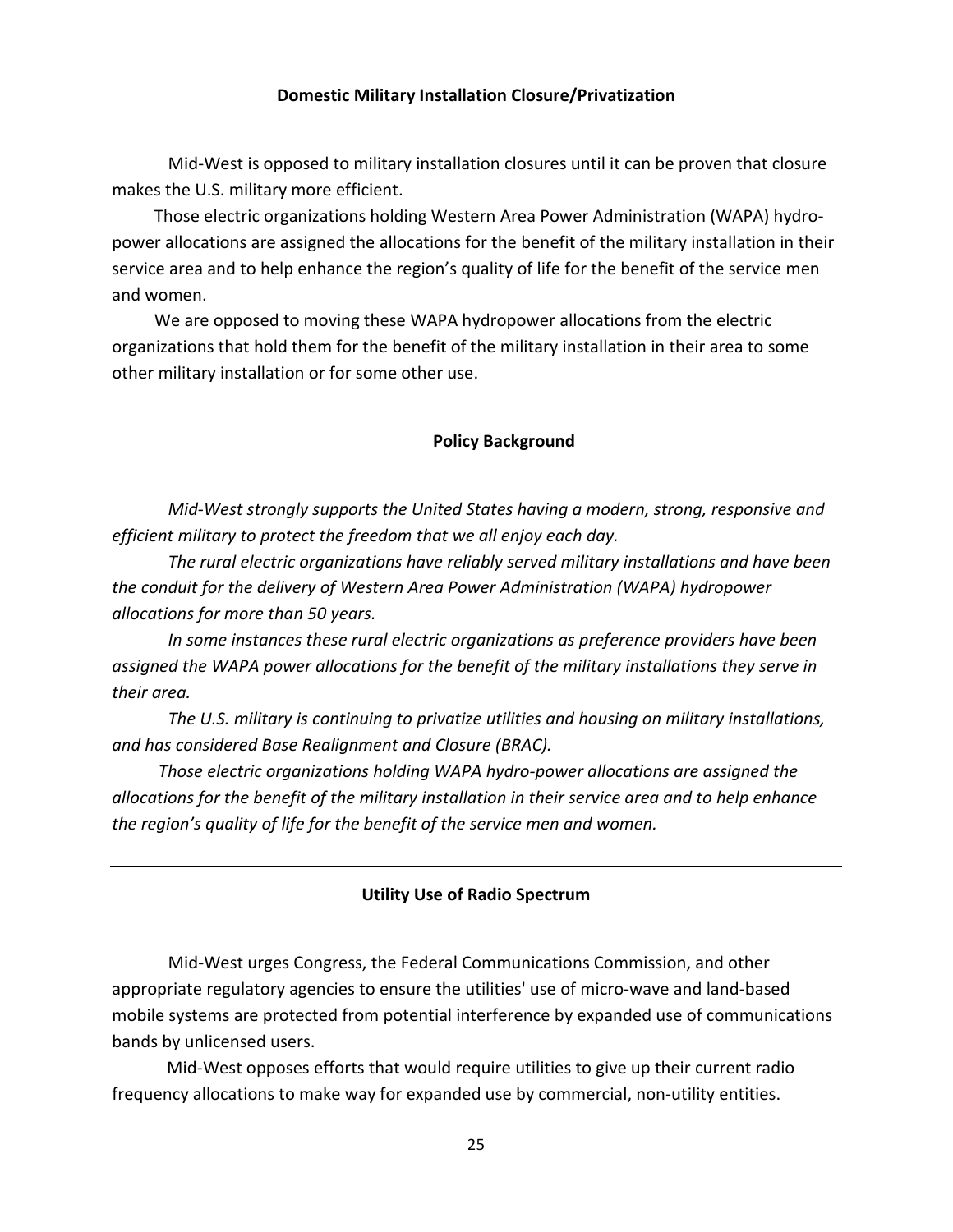## Domestic Military Installation Closure/Privatization

Mid-West is opposed to military installation closures until it can be proven that closure makes the U.S. military more efficient.

Those electric organizations holding Western Area Power Administration (WAPA) hydro-power allocations are assigned the allocations for the benefit of the military installation in their service area and to help enhance the region's quality of life for the benefit of the service men and women.

We are opposed to moving these WAPA hydropower allocations from the electric organizations that hold them for the benefit of the military installation in their area to some other military installation or for some other use.

### Policy Background

*Mid-West strongly supports the United States having a modern, strong, responsive and efficient military to protect the freedom that we all enjoy each day.*

*The rural electric organizations have reliably served military installations and have been the conduit for the delivery of Western Area Power Administration (WAPA) hydropower allocations for more than 50 years.*

*In some instances these rural electric organizations as preference providers have been assigned the WAPA power allocations for the benefit of the military installations they serve in their area.*

*The U.S. military is continuing to privatize utilities and housing on military installations, and has considered Base Realignment and Closure (BRAC).*

*Those electric organizations holding WAPA hydro-power allocations are assigned the allocations for the benefit of the military installation in their service area and to help enhance the region's quality of life for the benefit of the service men and women.*

---

## Utility Use of Radio Spectrum

Mid-West urges Congress, the Federal Communications Commission, and other appropriate regulatory agencies to ensure the utilities' use of micro-wave and land-based mobile systems are protected from potential interference by expanded use of communications bands by unlicensed users.

Mid-West opposes efforts that would require utilities to give up their current radio frequency allocations to make way for expanded use by commercial, non-utility entities.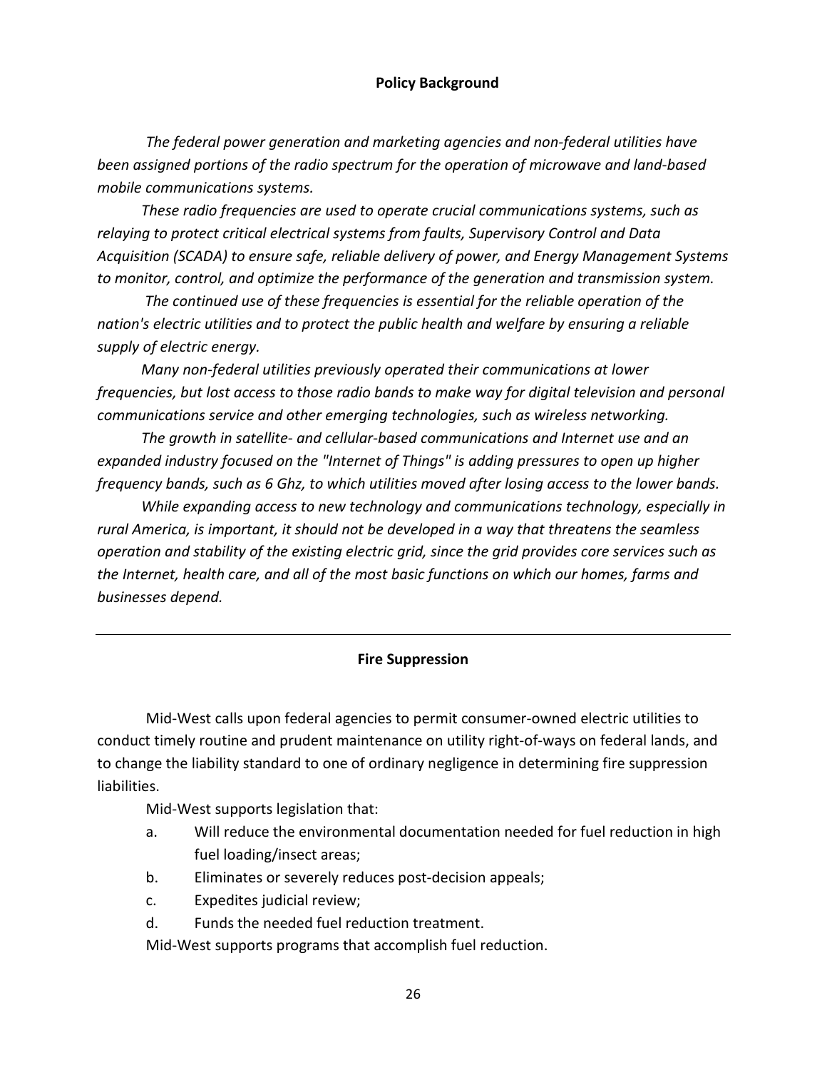### Policy Background

*The federal power generation and marketing agencies and non-federal utilities have been assigned portions of the radio spectrum for the operation of microwave and land-based mobile communications systems.*

*These radio frequencies are used to operate crucial communications systems, such as relaying to protect critical electrical systems from faults, Supervisory Control and Data Acquisition (SCADA) to ensure safe, reliable delivery of power, and Energy Management Systems to monitor, control, and optimize the performance of the generation and transmission system.*

*The continued use of these frequencies is essential for the reliable operation of the nation's electric utilities and to protect the public health and welfare by ensuring a reliable supply of electric energy.*

*Many non-federal utilities previously operated their communications at lower frequencies, but lost access to those radio bands to make way for digital television and personal communications service and other emerging technologies, such as wireless networking.*

*The growth in satellite- and cellular-based communications and Internet use and an expanded industry focused on the "Internet of Things" is adding pressures to open up higher frequency bands, such as 6 Ghz, to which utilities moved after losing access to the lower bands.*

*While expanding access to new technology and communications technology, especially in rural America, is important, it should not be developed in a way that threatens the seamless operation and stability of the existing electric grid, since the grid provides core services such as the Internet, health care, and all of the most basic functions on which our homes, farms and businesses depend.*

---

### Fire Suppression

Mid-West calls upon federal agencies to permit consumer-owned electric utilities to conduct timely routine and prudent maintenance on utility right-of-ways on federal lands, and to change the liability standard to one of ordinary negligence in determining fire suppression liabilities.

Mid-West supports legislation that:

a. Will reduce the environmental documentation needed for fuel reduction in high fuel loading/insect areas;
b. Eliminates or severely reduces post-decision appeals;
c. Expedites judicial review;
d. Funds the needed fuel reduction treatment.

Mid-West supports programs that accomplish fuel reduction.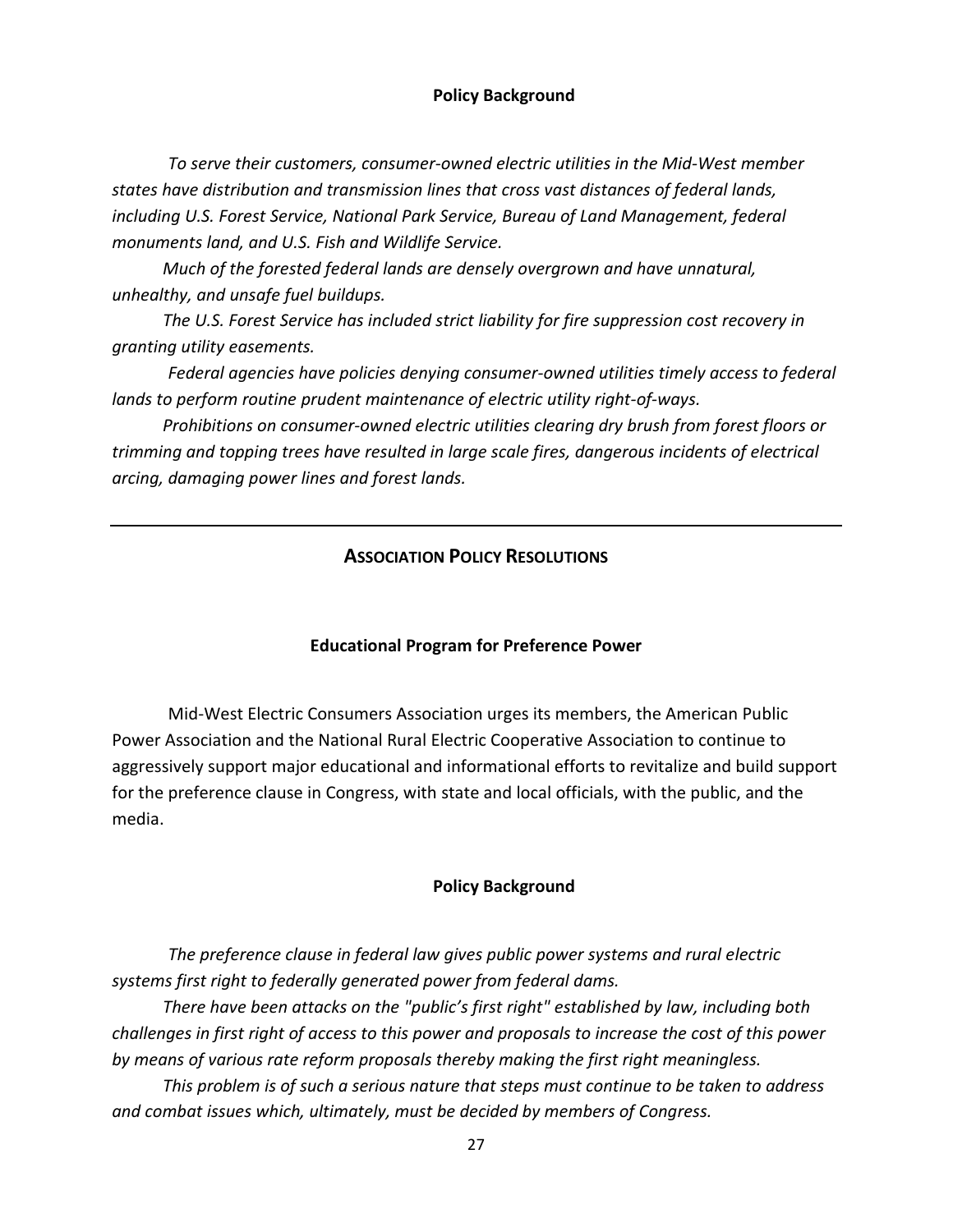**Policy Background**

*To serve their customers, consumer-owned electric utilities in the Mid-West member states have distribution and transmission lines that cross vast distances of federal lands, including U.S. Forest Service, National Park Service, Bureau of Land Management, federal monuments land, and U.S. Fish and Wildlife Service.*

*Much of the forested federal lands are densely overgrown and have unnatural, unhealthy, and unsafe fuel buildups.*

*The U.S. Forest Service has included strict liability for fire suppression cost recovery in granting utility easements.*

*Federal agencies have policies denying consumer-owned utilities timely access to federal lands to perform routine prudent maintenance of electric utility right-of-ways.*

*Prohibitions on consumer-owned electric utilities clearing dry brush from forest floors or trimming and topping trees have resulted in large scale fires, dangerous incidents of electrical arcing, damaging power lines and forest lands.*

---

## ASSOCIATION POLICY RESOLUTIONS

### Educational Program for Preference Power

Mid-West Electric Consumers Association urges its members, the American Public Power Association and the National Rural Electric Cooperative Association to continue to aggressively support major educational and informational efforts to revitalize and build support for the preference clause in Congress, with state and local officials, with the public, and the media.

**Policy Background**

*The preference clause in federal law gives public power systems and rural electric systems first right to federally generated power from federal dams.*

*There have been attacks on the "public's first right" established by law, including both challenges in first right of access to this power and proposals to increase the cost of this power by means of various rate reform proposals thereby making the first right meaningless.*

*This problem is of such a serious nature that steps must continue to be taken to address and combat issues which, ultimately, must be decided by members of Congress.*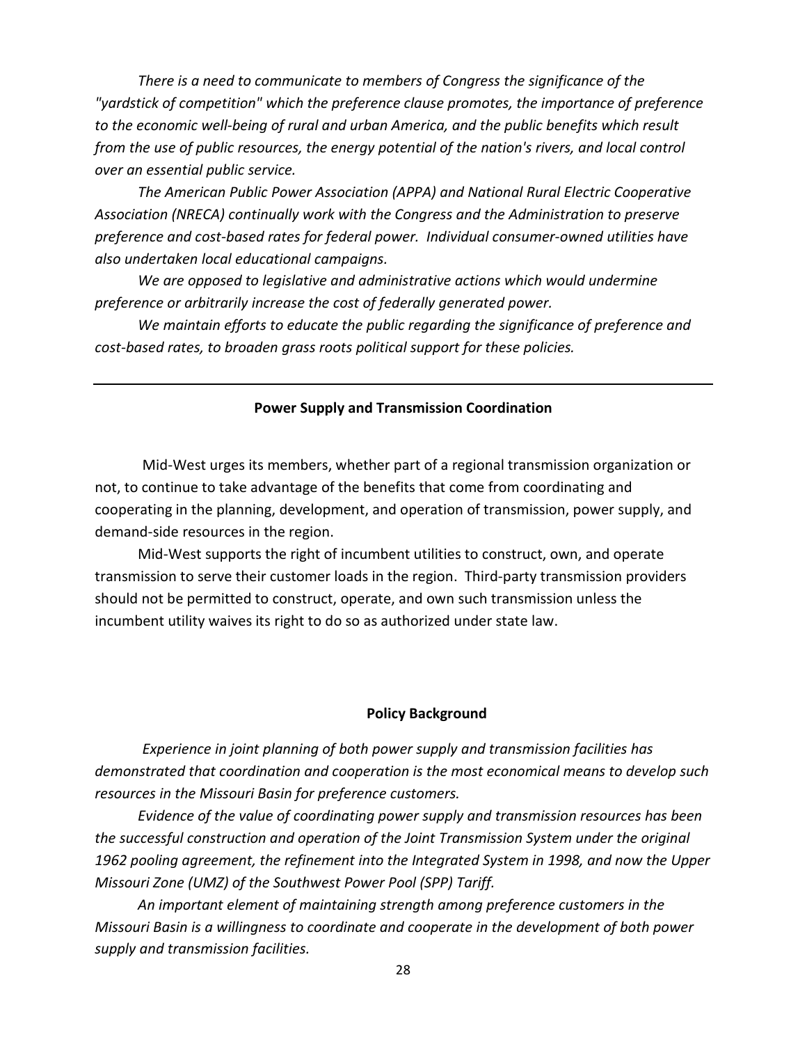*There is a need to communicate to members of Congress the significance of the "yardstick of competition" which the preference clause promotes, the importance of preference to the economic well-being of rural and urban America, and the public benefits which result from the use of public resources, the energy potential of the nation's rivers, and local control over an essential public service.*

*The American Public Power Association (APPA) and National Rural Electric Cooperative Association (NRECA) continually work with the Congress and the Administration to preserve preference and cost-based rates for federal power. Individual consumer-owned utilities have also undertaken local educational campaigns.*

*We are opposed to legislative and administrative actions which would undermine preference or arbitrarily increase the cost of federally generated power.*

*We maintain efforts to educate the public regarding the significance of preference and cost-based rates, to broaden grass roots political support for these policies.*

---

## Power Supply and Transmission Coordination

Mid-West urges its members, whether part of a regional transmission organization or not, to continue to take advantage of the benefits that come from coordinating and cooperating in the planning, development, and operation of transmission, power supply, and demand-side resources in the region.

Mid-West supports the right of incumbent utilities to construct, own, and operate transmission to serve their customer loads in the region. Third-party transmission providers should not be permitted to construct, operate, and own such transmission unless the incumbent utility waives its right to do so as authorized under state law.

### Policy Background

*Experience in joint planning of both power supply and transmission facilities has demonstrated that coordination and cooperation is the most economical means to develop such resources in the Missouri Basin for preference customers.*

*Evidence of the value of coordinating power supply and transmission resources has been the successful construction and operation of the Joint Transmission System under the original 1962 pooling agreement, the refinement into the Integrated System in 1998, and now the Upper Missouri Zone (UMZ) of the Southwest Power Pool (SPP) Tariff.*

*An important element of maintaining strength among preference customers in the Missouri Basin is a willingness to coordinate and cooperate in the development of both power supply and transmission facilities.*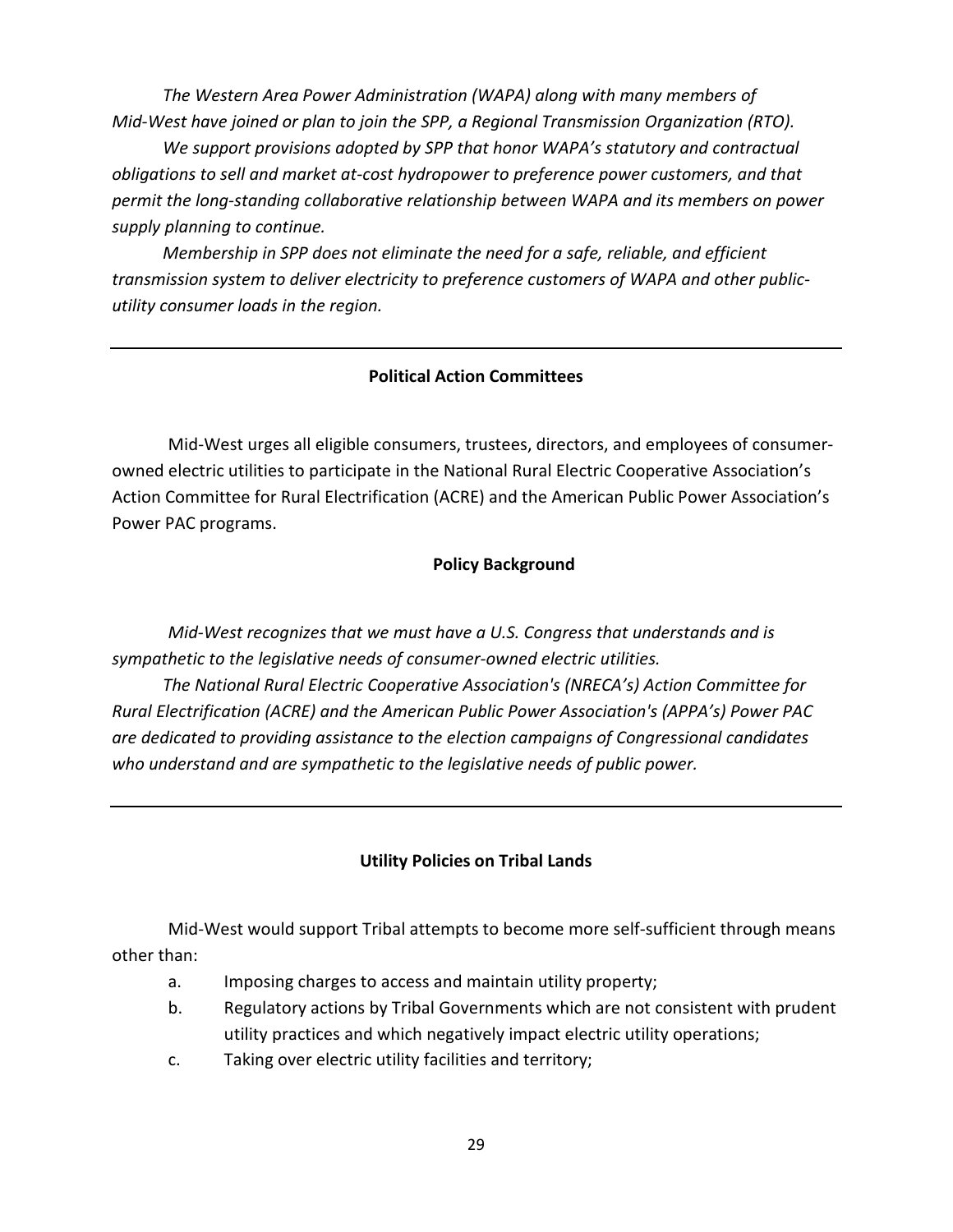*The Western Area Power Administration (WAPA) along with many members of Mid-West have joined or plan to join the SPP, a Regional Transmission Organization (RTO).*

*We support provisions adopted by SPP that honor WAPA's statutory and contractual obligations to sell and market at-cost hydropower to preference power customers, and that permit the long-standing collaborative relationship between WAPA and its members on power supply planning to continue.*

*Membership in SPP does not eliminate the need for a safe, reliable, and efficient transmission system to deliver electricity to preference customers of WAPA and other public-utility consumer loads in the region.*

---

## Political Action Committees

Mid-West urges all eligible consumers, trustees, directors, and employees of consumer-owned electric utilities to participate in the National Rural Electric Cooperative Association's Action Committee for Rural Electrification (ACRE) and the American Public Power Association's Power PAC programs.

### Policy Background

*Mid-West recognizes that we must have a U.S. Congress that understands and is sympathetic to the legislative needs of consumer-owned electric utilities.*

*The National Rural Electric Cooperative Association's (NRECA's) Action Committee for Rural Electrification (ACRE) and the American Public Power Association's (APPA's) Power PAC are dedicated to providing assistance to the election campaigns of Congressional candidates who understand and are sympathetic to the legislative needs of public power.*

---

## Utility Policies on Tribal Lands

Mid-West would support Tribal attempts to become more self-sufficient through means other than:

a. Imposing charges to access and maintain utility property;
b. Regulatory actions by Tribal Governments which are not consistent with prudent utility practices and which negatively impact electric utility operations;
c. Taking over electric utility facilities and territory;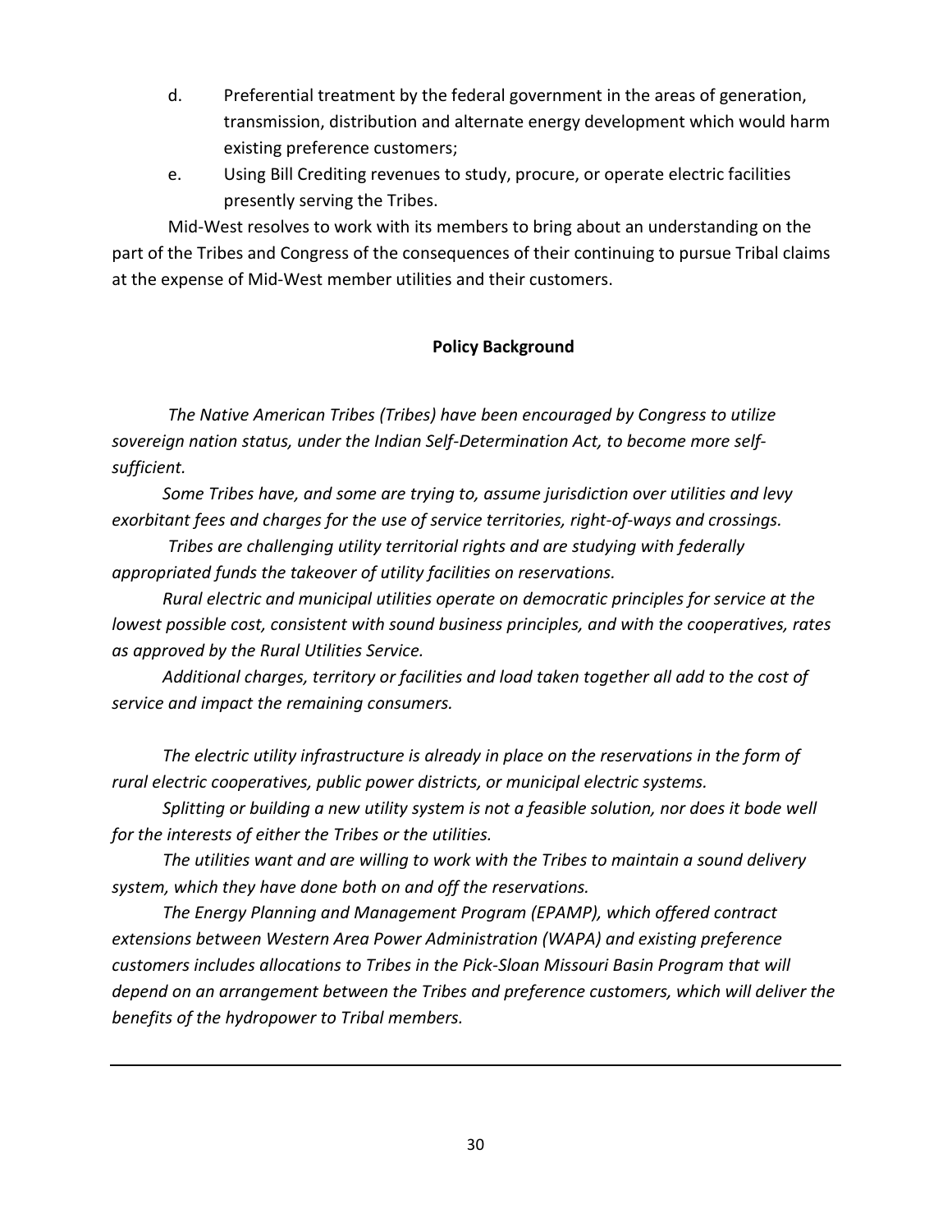d. Preferential treatment by the federal government in the areas of generation, transmission, distribution and alternate energy development which would harm existing preference customers;

e. Using Bill Crediting revenues to study, procure, or operate electric facilities presently serving the Tribes.

Mid-West resolves to work with its members to bring about an understanding on the part of the Tribes and Congress of the consequences of their continuing to pursue Tribal claims at the expense of Mid-West member utilities and their customers.

**Policy Background**

*The Native American Tribes (Tribes) have been encouraged by Congress to utilize sovereign nation status, under the Indian Self-Determination Act, to become more self-sufficient.*

*Some Tribes have, and some are trying to, assume jurisdiction over utilities and levy exorbitant fees and charges for the use of service territories, right-of-ways and crossings.*

*Tribes are challenging utility territorial rights and are studying with federally appropriated funds the takeover of utility facilities on reservations.*

*Rural electric and municipal utilities operate on democratic principles for service at the lowest possible cost, consistent with sound business principles, and with the cooperatives, rates as approved by the Rural Utilities Service.*

*Additional charges, territory or facilities and load taken together all add to the cost of service and impact the remaining consumers.*

*The electric utility infrastructure is already in place on the reservations in the form of rural electric cooperatives, public power districts, or municipal electric systems.*

*Splitting or building a new utility system is not a feasible solution, nor does it bode well for the interests of either the Tribes or the utilities.*

*The utilities want and are willing to work with the Tribes to maintain a sound delivery system, which they have done both on and off the reservations.*

*The Energy Planning and Management Program (EPAMP), which offered contract extensions between Western Area Power Administration (WAPA) and existing preference customers includes allocations to Tribes in the Pick-Sloan Missouri Basin Program that will depend on an arrangement between the Tribes and preference customers, which will deliver the benefits of the hydropower to Tribal members.*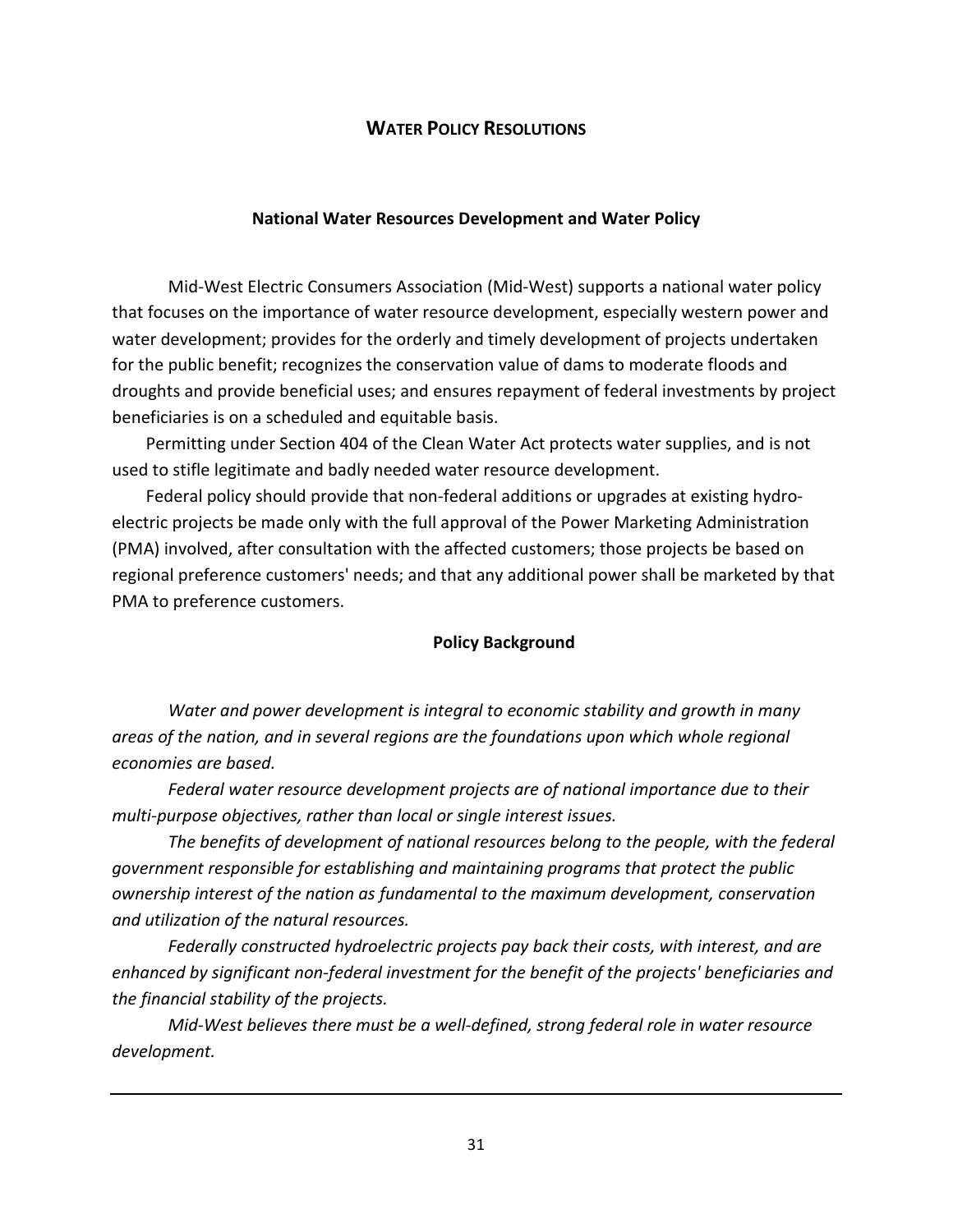# WATER POLICY RESOLUTIONS

## National Water Resources Development and Water Policy

Mid-West Electric Consumers Association (Mid-West) supports a national water policy that focuses on the importance of water resource development, especially western power and water development; provides for the orderly and timely development of projects undertaken for the public benefit; recognizes the conservation value of dams to moderate floods and droughts and provide beneficial uses; and ensures repayment of federal investments by project beneficiaries is on a scheduled and equitable basis.

Permitting under Section 404 of the Clean Water Act protects water supplies, and is not used to stifle legitimate and badly needed water resource development.

Federal policy should provide that non-federal additions or upgrades at existing hydro-electric projects be made only with the full approval of the Power Marketing Administration (PMA) involved, after consultation with the affected customers; those projects be based on regional preference customers' needs; and that any additional power shall be marketed by that PMA to preference customers.

### Policy Background

*Water and power development is integral to economic stability and growth in many areas of the nation, and in several regions are the foundations upon which whole regional economies are based.*

*Federal water resource development projects are of national importance due to their multi-purpose objectives, rather than local or single interest issues.*

*The benefits of development of national resources belong to the people, with the federal government responsible for establishing and maintaining programs that protect the public ownership interest of the nation as fundamental to the maximum development, conservation and utilization of the natural resources.*

*Federally constructed hydroelectric projects pay back their costs, with interest, and are enhanced by significant non-federal investment for the benefit of the projects' beneficiaries and the financial stability of the projects.*

*Mid-West believes there must be a well-defined, strong federal role in water resource development.*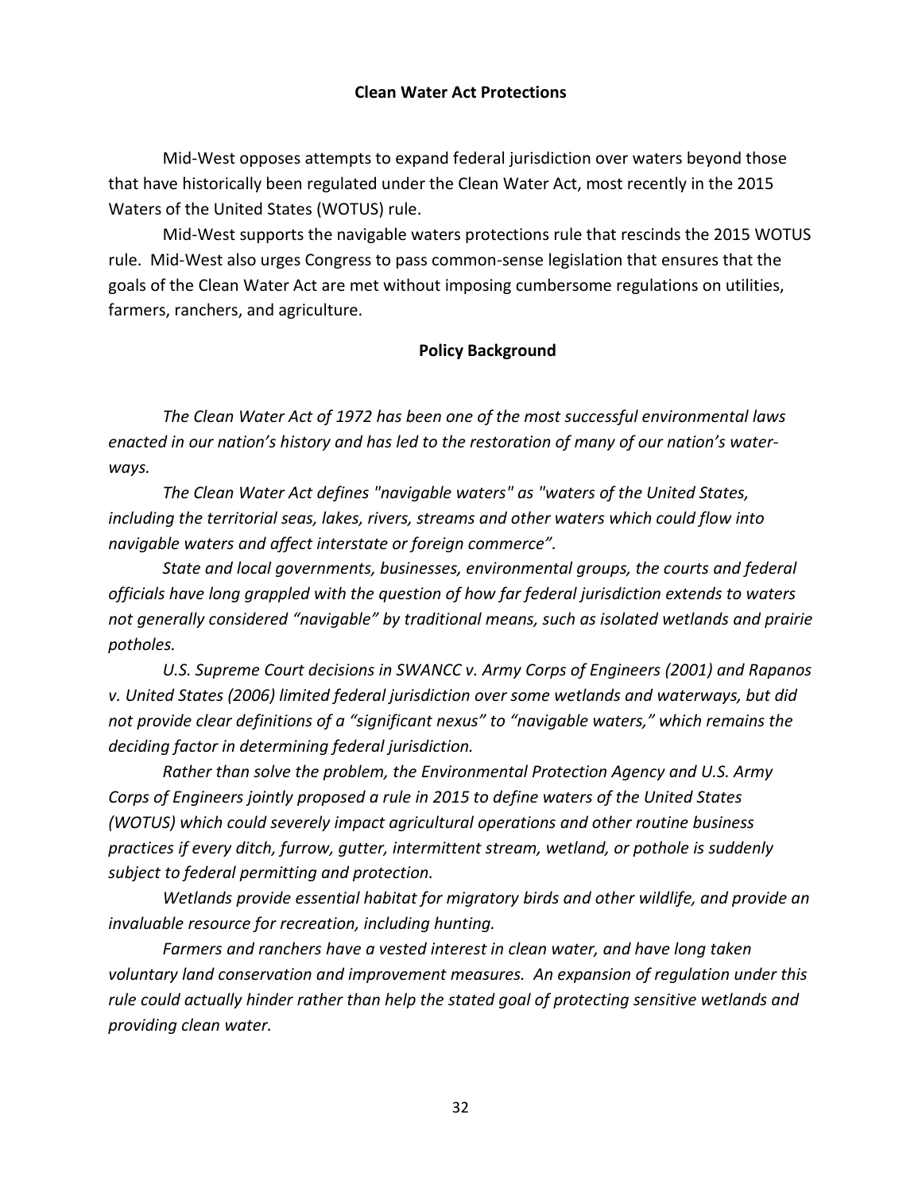## Clean Water Act Protections

Mid-West opposes attempts to expand federal jurisdiction over waters beyond those that have historically been regulated under the Clean Water Act, most recently in the 2015 Waters of the United States (WOTUS) rule.

Mid-West supports the navigable waters protections rule that rescinds the 2015 WOTUS rule. Mid-West also urges Congress to pass common-sense legislation that ensures that the goals of the Clean Water Act are met without imposing cumbersome regulations on utilities, farmers, ranchers, and agriculture.

### Policy Background

*The Clean Water Act of 1972 has been one of the most successful environmental laws enacted in our nation's history and has led to the restoration of many of our nation's waterways.*

*The Clean Water Act defines "navigable waters" as "waters of the United States, including the territorial seas, lakes, rivers, streams and other waters which could flow into navigable waters and affect interstate or foreign commerce".*

*State and local governments, businesses, environmental groups, the courts and federal officials have long grappled with the question of how far federal jurisdiction extends to waters not generally considered "navigable" by traditional means, such as isolated wetlands and prairie potholes.*

*U.S. Supreme Court decisions in SWANCC v. Army Corps of Engineers (2001) and Rapanos v. United States (2006) limited federal jurisdiction over some wetlands and waterways, but did not provide clear definitions of a "significant nexus" to "navigable waters," which remains the deciding factor in determining federal jurisdiction.*

*Rather than solve the problem, the Environmental Protection Agency and U.S. Army Corps of Engineers jointly proposed a rule in 2015 to define waters of the United States (WOTUS) which could severely impact agricultural operations and other routine business practices if every ditch, furrow, gutter, intermittent stream, wetland, or pothole is suddenly subject to federal permitting and protection.*

*Wetlands provide essential habitat for migratory birds and other wildlife, and provide an invaluable resource for recreation, including hunting.*

*Farmers and ranchers have a vested interest in clean water, and have long taken voluntary land conservation and improvement measures. An expansion of regulation under this rule could actually hinder rather than help the stated goal of protecting sensitive wetlands and providing clean water.*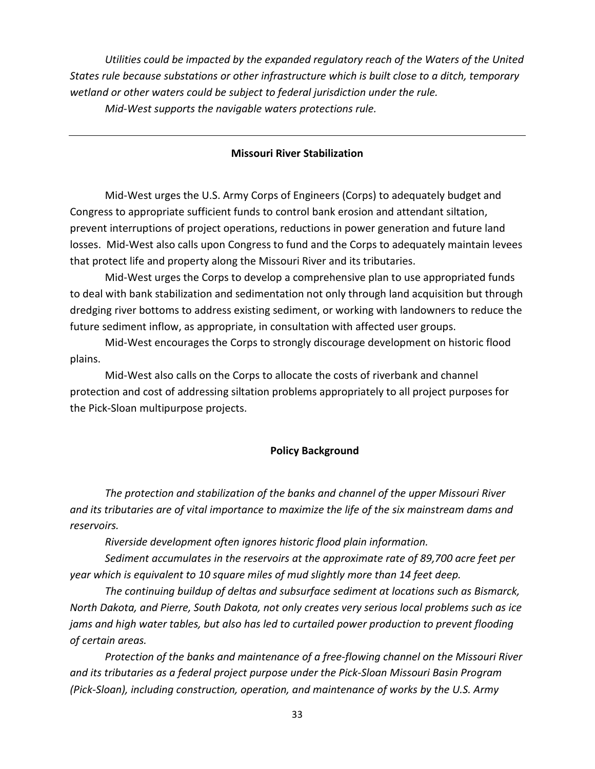*Utilities could be impacted by the expanded regulatory reach of the Waters of the United States rule because substations or other infrastructure which is built close to a ditch, temporary wetland or other waters could be subject to federal jurisdiction under the rule.*

*Mid-West supports the navigable waters protections rule.*

---

## Missouri River Stabilization

Mid-West urges the U.S. Army Corps of Engineers (Corps) to adequately budget and Congress to appropriate sufficient funds to control bank erosion and attendant siltation, prevent interruptions of project operations, reductions in power generation and future land losses. Mid-West also calls upon Congress to fund and the Corps to adequately maintain levees that protect life and property along the Missouri River and its tributaries.

Mid-West urges the Corps to develop a comprehensive plan to use appropriated funds to deal with bank stabilization and sedimentation not only through land acquisition but through dredging river bottoms to address existing sediment, or working with landowners to reduce the future sediment inflow, as appropriate, in consultation with affected user groups.

Mid-West encourages the Corps to strongly discourage development on historic flood plains.

Mid-West also calls on the Corps to allocate the costs of riverbank and channel protection and cost of addressing siltation problems appropriately to all project purposes for the Pick-Sloan multipurpose projects.

### Policy Background

*The protection and stabilization of the banks and channel of the upper Missouri River and its tributaries are of vital importance to maximize the life of the six mainstream dams and reservoirs.*

*Riverside development often ignores historic flood plain information.*

*Sediment accumulates in the reservoirs at the approximate rate of 89,700 acre feet per year which is equivalent to 10 square miles of mud slightly more than 14 feet deep.*

*The continuing buildup of deltas and subsurface sediment at locations such as Bismarck, North Dakota, and Pierre, South Dakota, not only creates very serious local problems such as ice jams and high water tables, but also has led to curtailed power production to prevent flooding of certain areas.*

*Protection of the banks and maintenance of a free-flowing channel on the Missouri River and its tributaries as a federal project purpose under the Pick-Sloan Missouri Basin Program (Pick-Sloan), including construction, operation, and maintenance of works by the U.S. Army*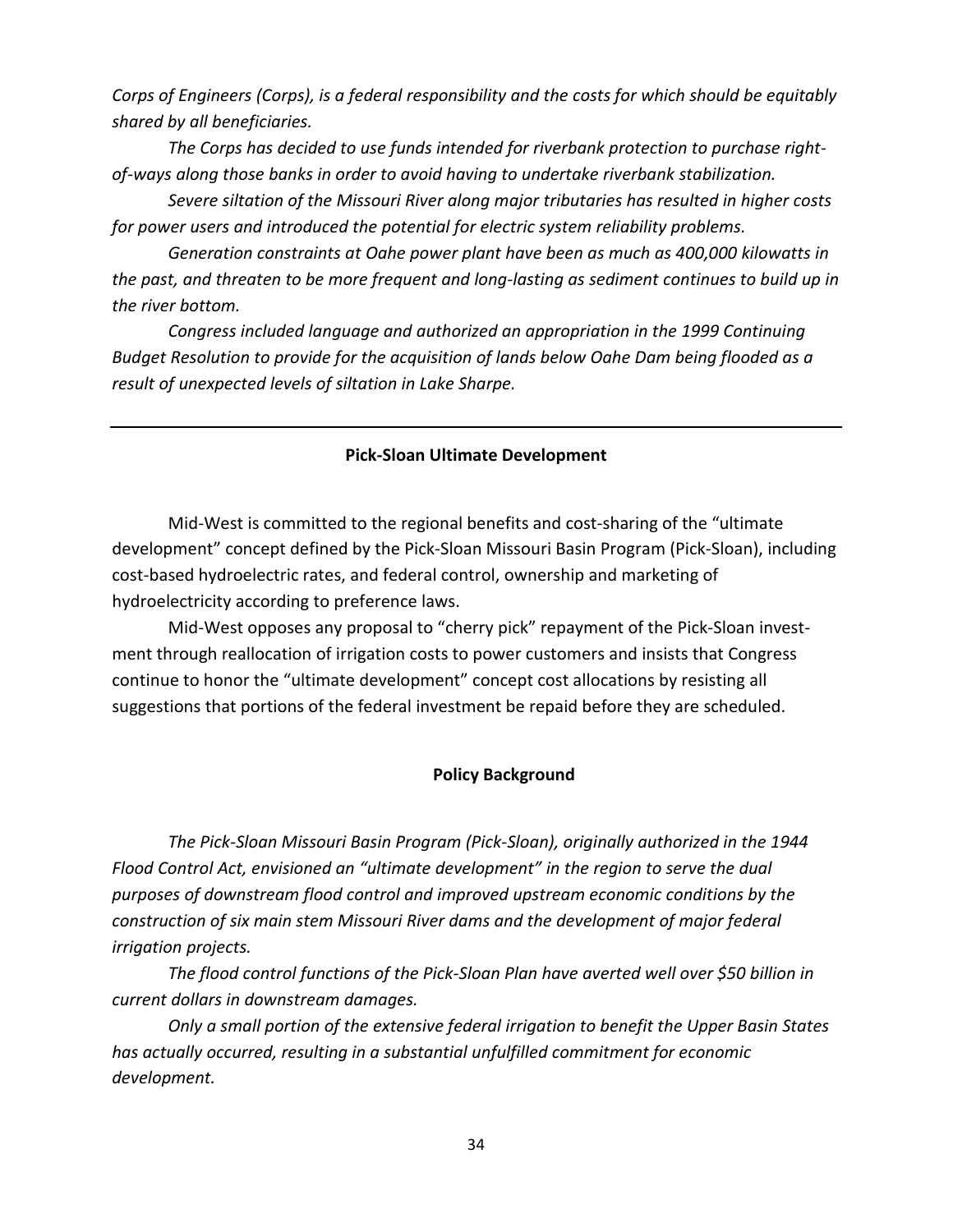*Corps of Engineers (Corps), is a federal responsibility and the costs for which should be equitably shared by all beneficiaries.*

*The Corps has decided to use funds intended for riverbank protection to purchase right-of-ways along those banks in order to avoid having to undertake riverbank stabilization.*

*Severe siltation of the Missouri River along major tributaries has resulted in higher costs for power users and introduced the potential for electric system reliability problems.*

*Generation constraints at Oahe power plant have been as much as 400,000 kilowatts in the past, and threaten to be more frequent and long-lasting as sediment continues to build up in the river bottom.*

*Congress included language and authorized an appropriation in the 1999 Continuing Budget Resolution to provide for the acquisition of lands below Oahe Dam being flooded as a result of unexpected levels of siltation in Lake Sharpe.*

---

**Pick-Sloan Ultimate Development**

Mid-West is committed to the regional benefits and cost-sharing of the "ultimate development" concept defined by the Pick-Sloan Missouri Basin Program (Pick-Sloan), including cost-based hydroelectric rates, and federal control, ownership and marketing of hydroelectricity according to preference laws.

Mid-West opposes any proposal to "cherry pick" repayment of the Pick-Sloan investment through reallocation of irrigation costs to power customers and insists that Congress continue to honor the "ultimate development" concept cost allocations by resisting all suggestions that portions of the federal investment be repaid before they are scheduled.

**Policy Background**

*The Pick-Sloan Missouri Basin Program (Pick-Sloan), originally authorized in the 1944 Flood Control Act, envisioned an "ultimate development" in the region to serve the dual purposes of downstream flood control and improved upstream economic conditions by the construction of six main stem Missouri River dams and the development of major federal irrigation projects.*

*The flood control functions of the Pick-Sloan Plan have averted well over $50 billion in current dollars in downstream damages.*

*Only a small portion of the extensive federal irrigation to benefit the Upper Basin States has actually occurred, resulting in a substantial unfulfilled commitment for economic development.*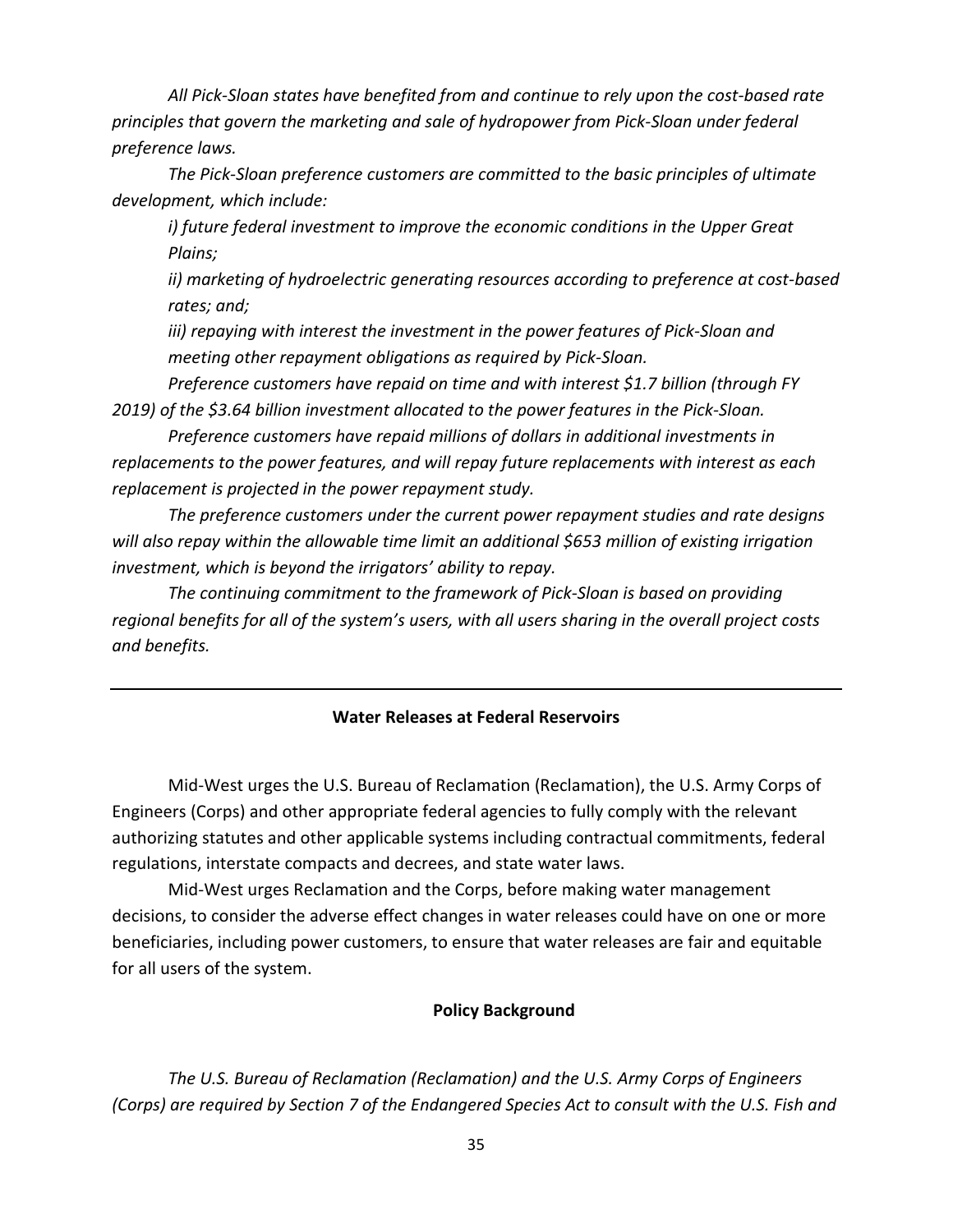*All Pick-Sloan states have benefited from and continue to rely upon the cost-based rate principles that govern the marketing and sale of hydropower from Pick-Sloan under federal preference laws.*

*The Pick-Sloan preference customers are committed to the basic principles of ultimate development, which include:*

*i) future federal investment to improve the economic conditions in the Upper Great Plains;*

*ii) marketing of hydroelectric generating resources according to preference at cost-based rates; and;*

*iii) repaying with interest the investment in the power features of Pick-Sloan and meeting other repayment obligations as required by Pick-Sloan.*

*Preference customers have repaid on time and with interest $1.7 billion (through FY 2019) of the $3.64 billion investment allocated to the power features in the Pick-Sloan.*

*Preference customers have repaid millions of dollars in additional investments in replacements to the power features, and will repay future replacements with interest as each replacement is projected in the power repayment study.*

*The preference customers under the current power repayment studies and rate designs will also repay within the allowable time limit an additional $653 million of existing irrigation investment, which is beyond the irrigators' ability to repay.*

*The continuing commitment to the framework of Pick-Sloan is based on providing regional benefits for all of the system's users, with all users sharing in the overall project costs and benefits.*

---

## Water Releases at Federal Reservoirs

Mid-West urges the U.S. Bureau of Reclamation (Reclamation), the U.S. Army Corps of Engineers (Corps) and other appropriate federal agencies to fully comply with the relevant authorizing statutes and other applicable systems including contractual commitments, federal regulations, interstate compacts and decrees, and state water laws.

Mid-West urges Reclamation and the Corps, before making water management decisions, to consider the adverse effect changes in water releases could have on one or more beneficiaries, including power customers, to ensure that water releases are fair and equitable for all users of the system.

### Policy Background

*The U.S. Bureau of Reclamation (Reclamation) and the U.S. Army Corps of Engineers (Corps) are required by Section 7 of the Endangered Species Act to consult with the U.S. Fish and*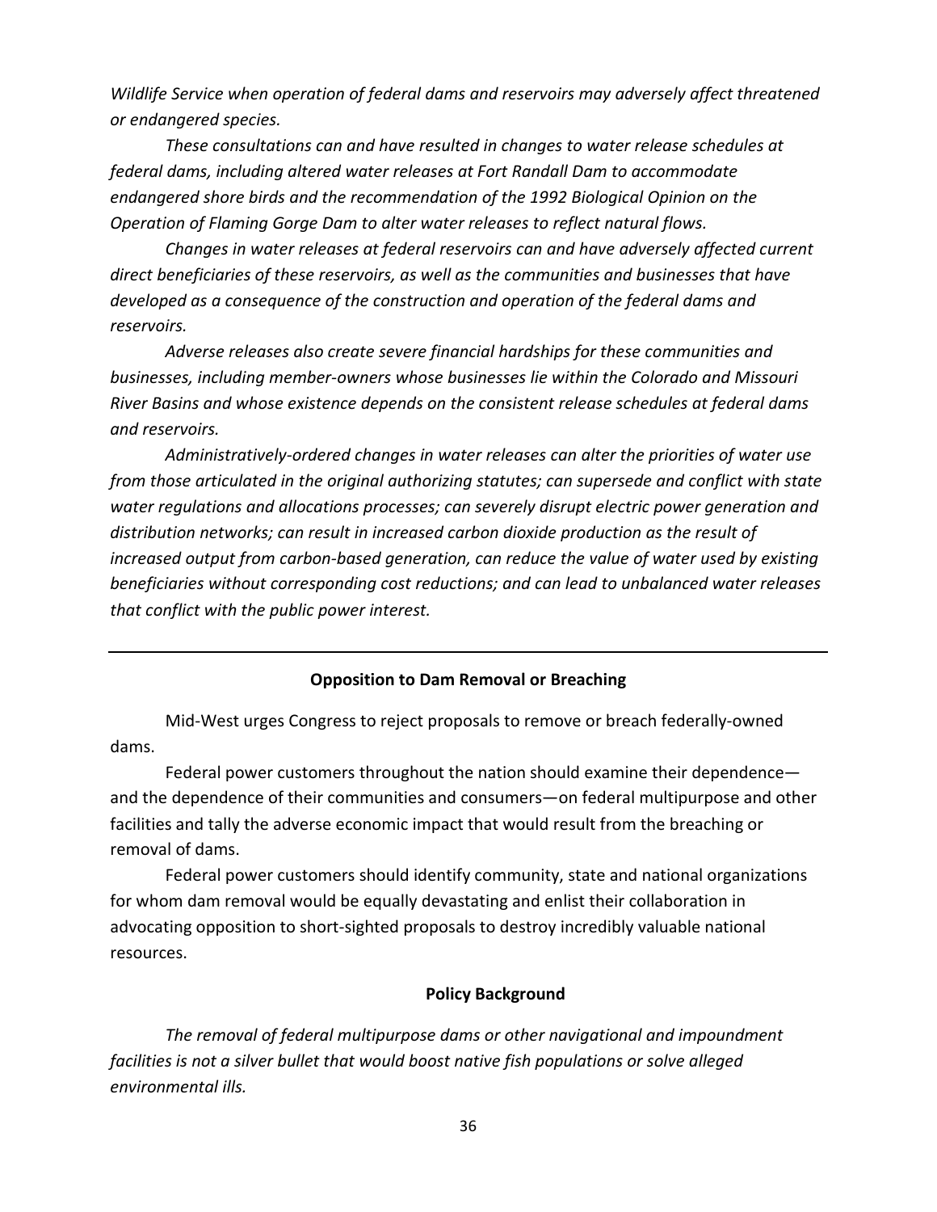*Wildlife Service when operation of federal dams and reservoirs may adversely affect threatened or endangered species.*

*These consultations can and have resulted in changes to water release schedules at federal dams, including altered water releases at Fort Randall Dam to accommodate endangered shore birds and the recommendation of the 1992 Biological Opinion on the Operation of Flaming Gorge Dam to alter water releases to reflect natural flows.*

*Changes in water releases at federal reservoirs can and have adversely affected current direct beneficiaries of these reservoirs, as well as the communities and businesses that have developed as a consequence of the construction and operation of the federal dams and reservoirs.*

*Adverse releases also create severe financial hardships for these communities and businesses, including member-owners whose businesses lie within the Colorado and Missouri River Basins and whose existence depends on the consistent release schedules at federal dams and reservoirs.*

*Administratively-ordered changes in water releases can alter the priorities of water use from those articulated in the original authorizing statutes; can supersede and conflict with state water regulations and allocations processes; can severely disrupt electric power generation and distribution networks; can result in increased carbon dioxide production as the result of increased output from carbon-based generation, can reduce the value of water used by existing beneficiaries without corresponding cost reductions; and can lead to unbalanced water releases that conflict with the public power interest.*

---

**Opposition to Dam Removal or Breaching**

Mid-West urges Congress to reject proposals to remove or breach federally-owned dams.

Federal power customers throughout the nation should examine their dependence—and the dependence of their communities and consumers—on federal multipurpose and other facilities and tally the adverse economic impact that would result from the breaching or removal of dams.

Federal power customers should identify community, state and national organizations for whom dam removal would be equally devastating and enlist their collaboration in advocating opposition to short-sighted proposals to destroy incredibly valuable national resources.

**Policy Background**

*The removal of federal multipurpose dams or other navigational and impoundment facilities is not a silver bullet that would boost native fish populations or solve alleged environmental ills.*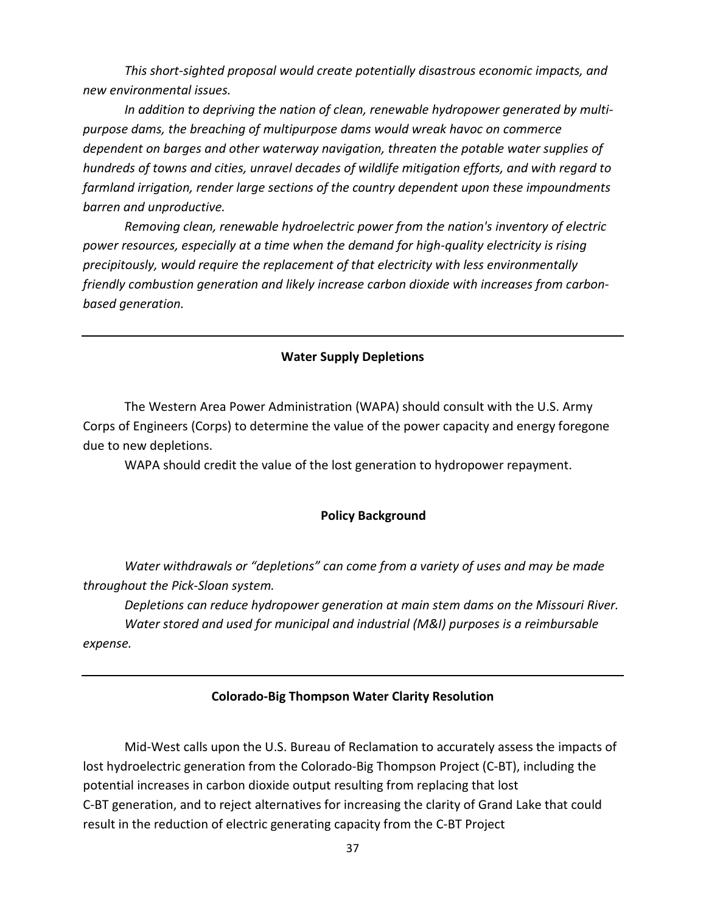*This short-sighted proposal would create potentially disastrous economic impacts, and new environmental issues.*

*In addition to depriving the nation of clean, renewable hydropower generated by multi-purpose dams, the breaching of multipurpose dams would wreak havoc on commerce dependent on barges and other waterway navigation, threaten the potable water supplies of hundreds of towns and cities, unravel decades of wildlife mitigation efforts, and with regard to farmland irrigation, render large sections of the country dependent upon these impoundments barren and unproductive.*

*Removing clean, renewable hydroelectric power from the nation's inventory of electric power resources, especially at a time when the demand for high-quality electricity is rising precipitously, would require the replacement of that electricity with less environmentally friendly combustion generation and likely increase carbon dioxide with increases from carbon-based generation.*

---

**Water Supply Depletions**

The Western Area Power Administration (WAPA) should consult with the U.S. Army Corps of Engineers (Corps) to determine the value of the power capacity and energy foregone due to new depletions.

WAPA should credit the value of the lost generation to hydropower repayment.

**Policy Background**

*Water withdrawals or "depletions" can come from a variety of uses and may be made throughout the Pick-Sloan system.*

*Depletions can reduce hydropower generation at main stem dams on the Missouri River.*

*Water stored and used for municipal and industrial (M&I) purposes is a reimbursable expense.*

---

**Colorado-Big Thompson Water Clarity Resolution**

Mid-West calls upon the U.S. Bureau of Reclamation to accurately assess the impacts of lost hydroelectric generation from the Colorado-Big Thompson Project (C-BT), including the potential increases in carbon dioxide output resulting from replacing that lost C-BT generation, and to reject alternatives for increasing the clarity of Grand Lake that could result in the reduction of electric generating capacity from the C-BT Project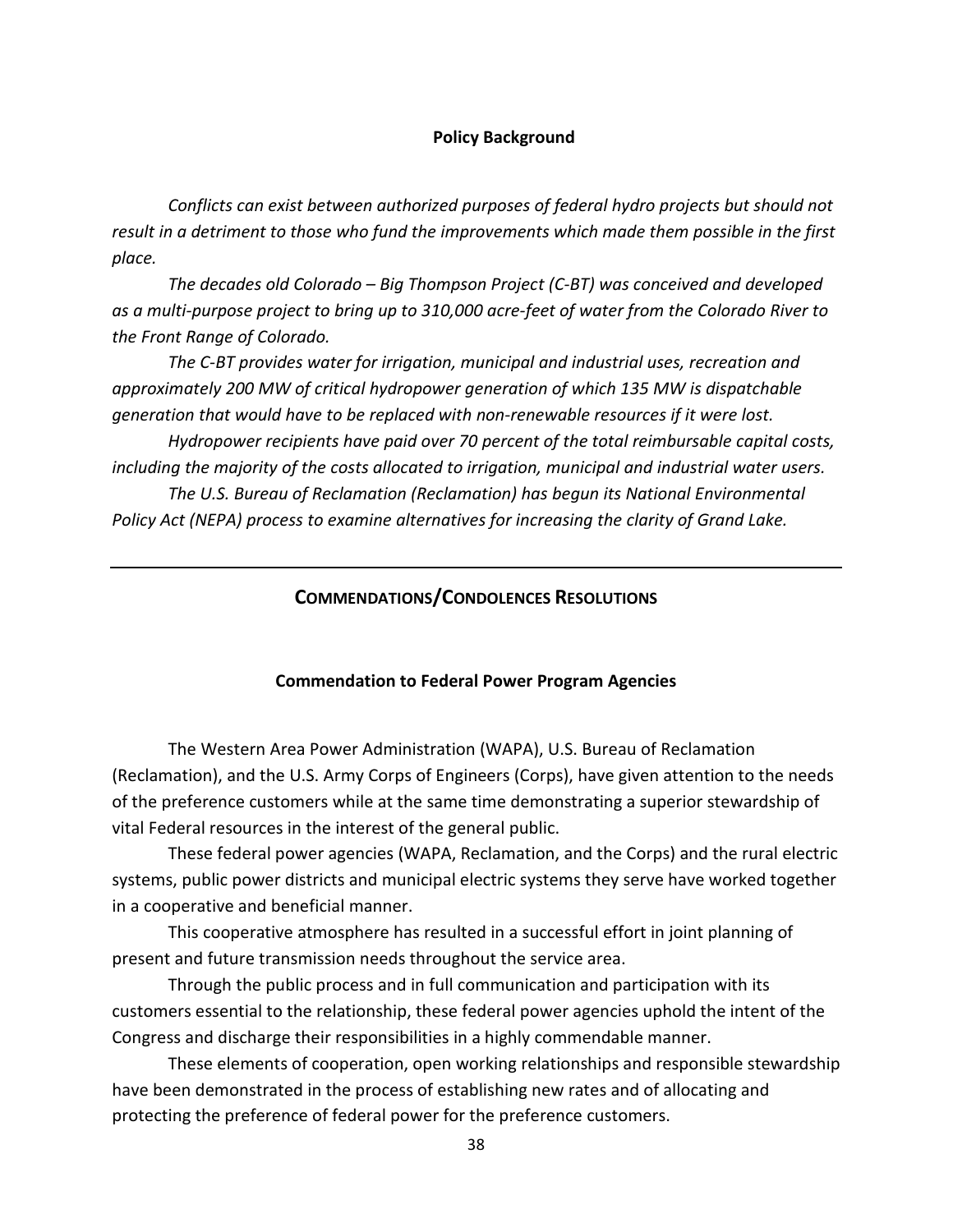### Policy Background

*Conflicts can exist between authorized purposes of federal hydro projects but should not result in a detriment to those who fund the improvements which made them possible in the first place.*

*The decades old Colorado – Big Thompson Project (C-BT) was conceived and developed as a multi-purpose project to bring up to 310,000 acre-feet of water from the Colorado River to the Front Range of Colorado.*

*The C-BT provides water for irrigation, municipal and industrial uses, recreation and approximately 200 MW of critical hydropower generation of which 135 MW is dispatchable generation that would have to be replaced with non-renewable resources if it were lost.*

*Hydropower recipients have paid over 70 percent of the total reimbursable capital costs, including the majority of the costs allocated to irrigation, municipal and industrial water users.*

*The U.S. Bureau of Reclamation (Reclamation) has begun its National Environmental Policy Act (NEPA) process to examine alternatives for increasing the clarity of Grand Lake.*

---

## COMMENDATIONS/CONDOLENCES RESOLUTIONS

### Commendation to Federal Power Program Agencies

The Western Area Power Administration (WAPA), U.S. Bureau of Reclamation (Reclamation), and the U.S. Army Corps of Engineers (Corps), have given attention to the needs of the preference customers while at the same time demonstrating a superior stewardship of vital Federal resources in the interest of the general public.

These federal power agencies (WAPA, Reclamation, and the Corps) and the rural electric systems, public power districts and municipal electric systems they serve have worked together in a cooperative and beneficial manner.

This cooperative atmosphere has resulted in a successful effort in joint planning of present and future transmission needs throughout the service area.

Through the public process and in full communication and participation with its customers essential to the relationship, these federal power agencies uphold the intent of the Congress and discharge their responsibilities in a highly commendable manner.

These elements of cooperation, open working relationships and responsible stewardship have been demonstrated in the process of establishing new rates and of allocating and protecting the preference of federal power for the preference customers.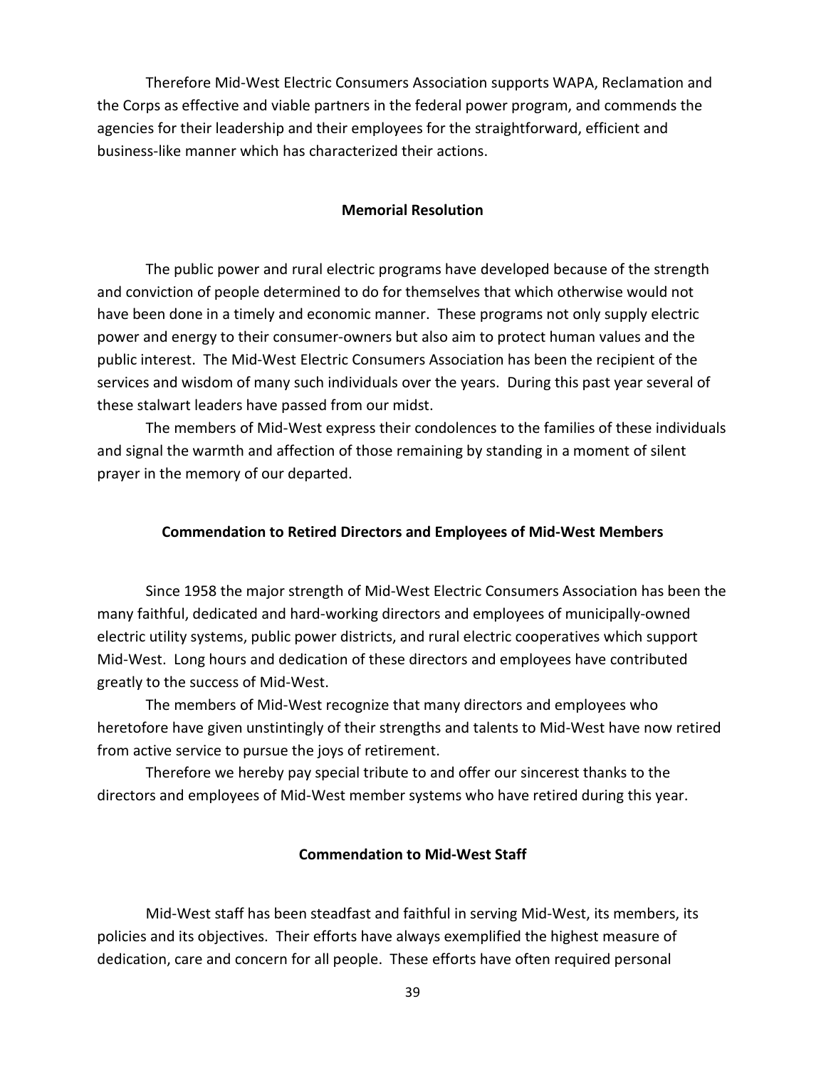Therefore Mid-West Electric Consumers Association supports WAPA, Reclamation and the Corps as effective and viable partners in the federal power program, and commends the agencies for their leadership and their employees for the straightforward, efficient and business-like manner which has characterized their actions.

### Memorial Resolution

The public power and rural electric programs have developed because of the strength and conviction of people determined to do for themselves that which otherwise would not have been done in a timely and economic manner. These programs not only supply electric power and energy to their consumer-owners but also aim to protect human values and the public interest. The Mid-West Electric Consumers Association has been the recipient of the services and wisdom of many such individuals over the years. During this past year several of these stalwart leaders have passed from our midst.

The members of Mid-West express their condolences to the families of these individuals and signal the warmth and affection of those remaining by standing in a moment of silent prayer in the memory of our departed.

### Commendation to Retired Directors and Employees of Mid-West Members

Since 1958 the major strength of Mid-West Electric Consumers Association has been the many faithful, dedicated and hard-working directors and employees of municipally-owned electric utility systems, public power districts, and rural electric cooperatives which support Mid-West. Long hours and dedication of these directors and employees have contributed greatly to the success of Mid-West.

The members of Mid-West recognize that many directors and employees who heretofore have given unstintingly of their strengths and talents to Mid-West have now retired from active service to pursue the joys of retirement.

Therefore we hereby pay special tribute to and offer our sincerest thanks to the directors and employees of Mid-West member systems who have retired during this year.

### Commendation to Mid-West Staff

Mid-West staff has been steadfast and faithful in serving Mid-West, its members, its policies and its objectives. Their efforts have always exemplified the highest measure of dedication, care and concern for all people. These efforts have often required personal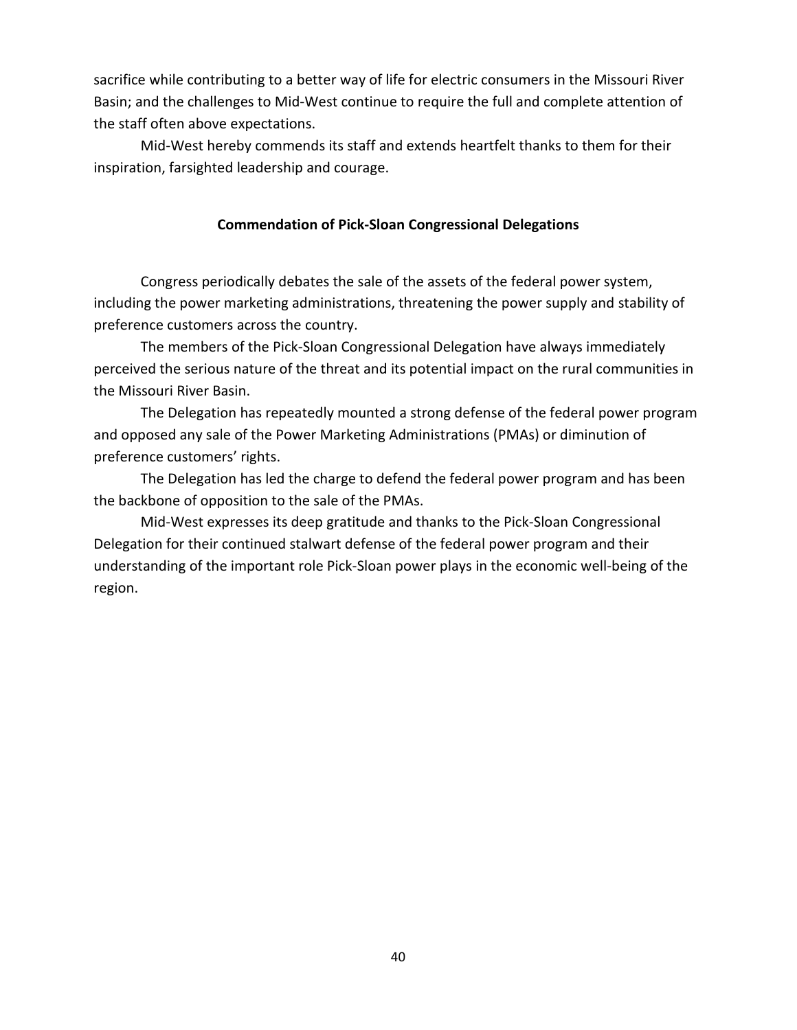sacrifice while contributing to a better way of life for electric consumers in the Missouri River Basin; and the challenges to Mid-West continue to require the full and complete attention of the staff often above expectations.

Mid-West hereby commends its staff and extends heartfelt thanks to them for their inspiration, farsighted leadership and courage.

## Commendation of Pick-Sloan Congressional Delegations

Congress periodically debates the sale of the assets of the federal power system, including the power marketing administrations, threatening the power supply and stability of preference customers across the country.

The members of the Pick-Sloan Congressional Delegation have always immediately perceived the serious nature of the threat and its potential impact on the rural communities in the Missouri River Basin.

The Delegation has repeatedly mounted a strong defense of the federal power program and opposed any sale of the Power Marketing Administrations (PMAs) or diminution of preference customers' rights.

The Delegation has led the charge to defend the federal power program and has been the backbone of opposition to the sale of the PMAs.

Mid-West expresses its deep gratitude and thanks to the Pick-Sloan Congressional Delegation for their continued stalwart defense of the federal power program and their understanding of the important role Pick-Sloan power plays in the economic well-being of the region.